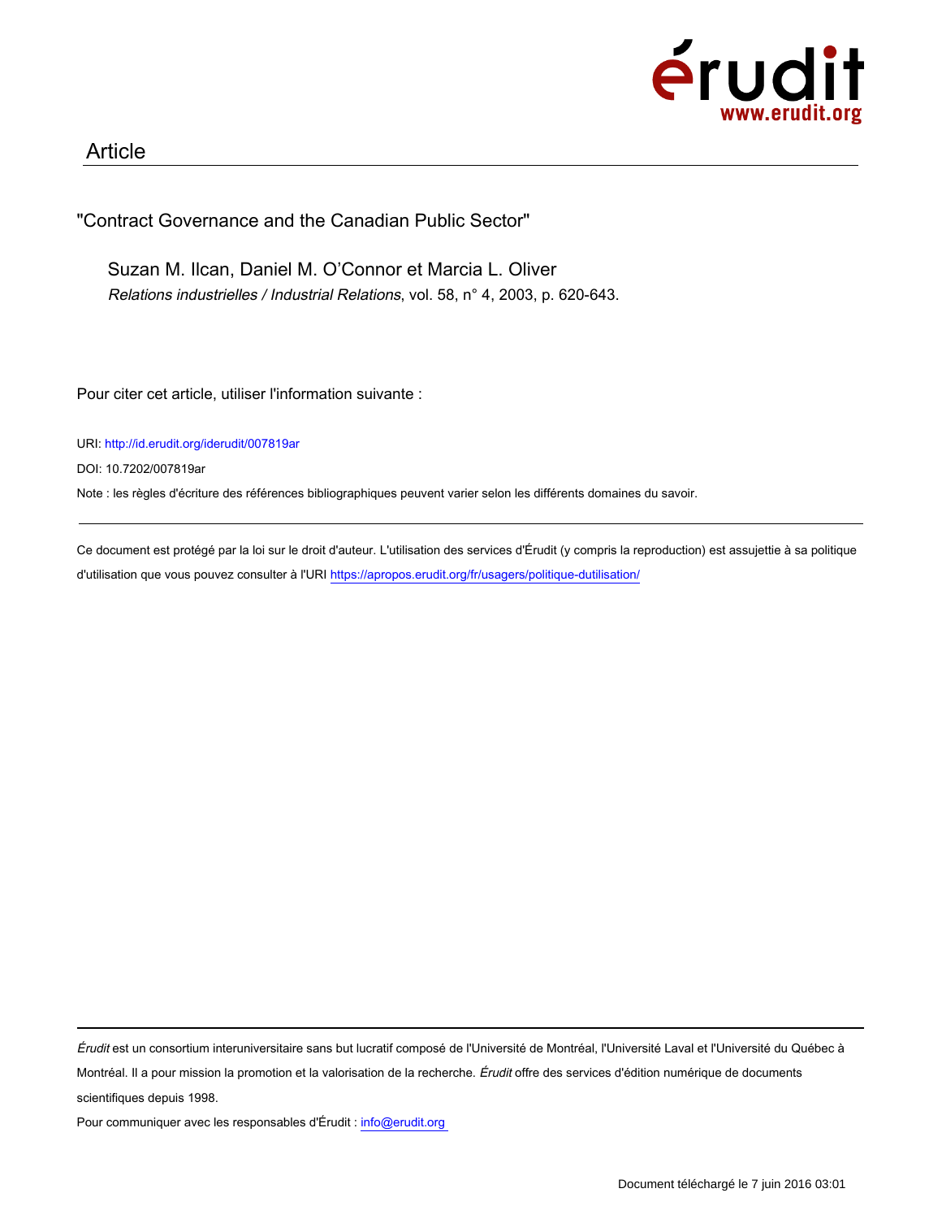Article

"Contract Governance and the Canadian Public Sector"

Suzan M. Ilcan, Daniel M. O'Connor et Marcia L. Oliver

*Relations industrielles / Industrial Relations*, vol. 58, n° 4, 2003, p. 620-643.

Pour citer cet article, utiliser l'information suivante :

URI: http://id.erudit.org/iderudit/007819ar

DOI: 10.7202/007819ar

Note : les règles d'écriture des références bibliographiques peuvent varier selon les différents domaines du savoir.

Ce document est protégé par la loi sur le droit d'auteur. L'utilisation des services d'Érudit (y compris la reproduction) est assujettie à sa politique d'utilisation que vous pouvez consulter à l'URI https://apropos.erudit.org/fr/usagers/politique-dutilisation/

*Érudit* est un consortium interuniversitaire sans but lucratif composé de l'Université de Montréal, l'Université Laval et l'Université du Québec à Montréal. Il a pour mission la promotion et la valorisation de la recherche. *Érudit* offre des services d'édition numérique de documents scientifiques depuis 1998.

Pour communiquer avec les responsables d'Érudit : info@erudit.org

Document téléchargé le 7 juin 2016 03:01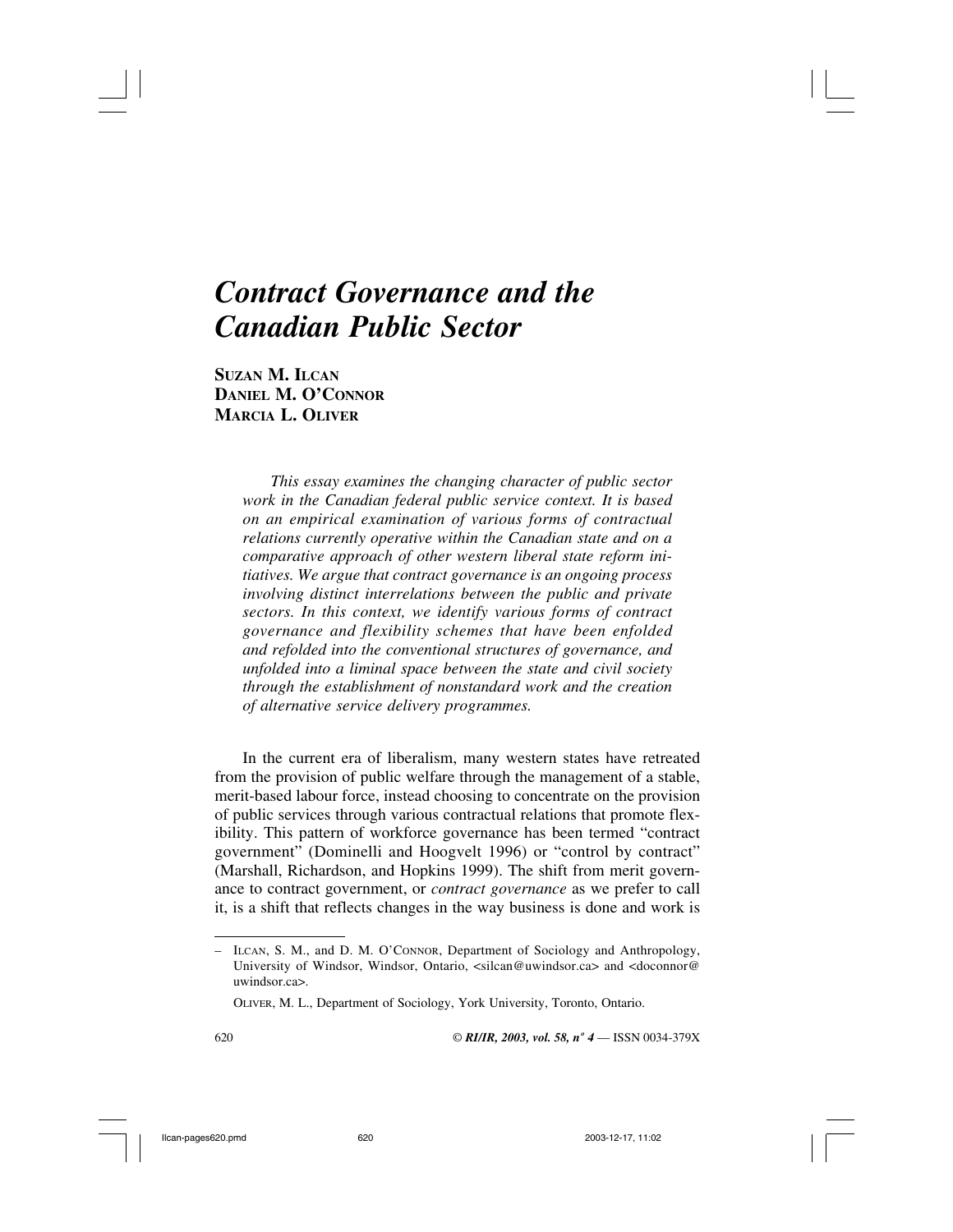# *Contract Governance and the Canadian Public Sector*

**Suzan M. Ilcan**
**Daniel M. O'Connor**
**Marcia L. Oliver**

*This essay examines the changing character of public sector work in the Canadian federal public service context. It is based on an empirical examination of various forms of contractual relations currently operative within the Canadian state and on a comparative approach of other western liberal state reform initiatives. We argue that contract governance is an ongoing process involving distinct interrelations between the public and private sectors. In this context, we identify various forms of contract governance and flexibility schemes that have been enfolded and refolded into the conventional structures of governance, and unfolded into a liminal space between the state and civil society through the establishment of nonstandard work and the creation of alternative service delivery programmes.*

In the current era of liberalism, many western states have retreated from the provision of public welfare through the management of a stable, merit-based labour force, instead choosing to concentrate on the provision of public services through various contractual relations that promote flexibility. This pattern of workforce governance has been termed "contract government" (Dominelli and Hoogvelt 1996) or "control by contract" (Marshall, Richardson, and Hopkins 1999). The shift from merit governance to contract government, or *contract governance* as we prefer to call it, is a shift that reflects changes in the way business is done and work is

---

– Ilcan, S. M., and D. M. O'Connor, Department of Sociology and Anthropology, University of Windsor, Windsor, Ontario, <silcan@uwindsor.ca> and <doconnor@uwindsor.ca>.

Oliver, M. L., Department of Sociology, York University, Toronto, Ontario.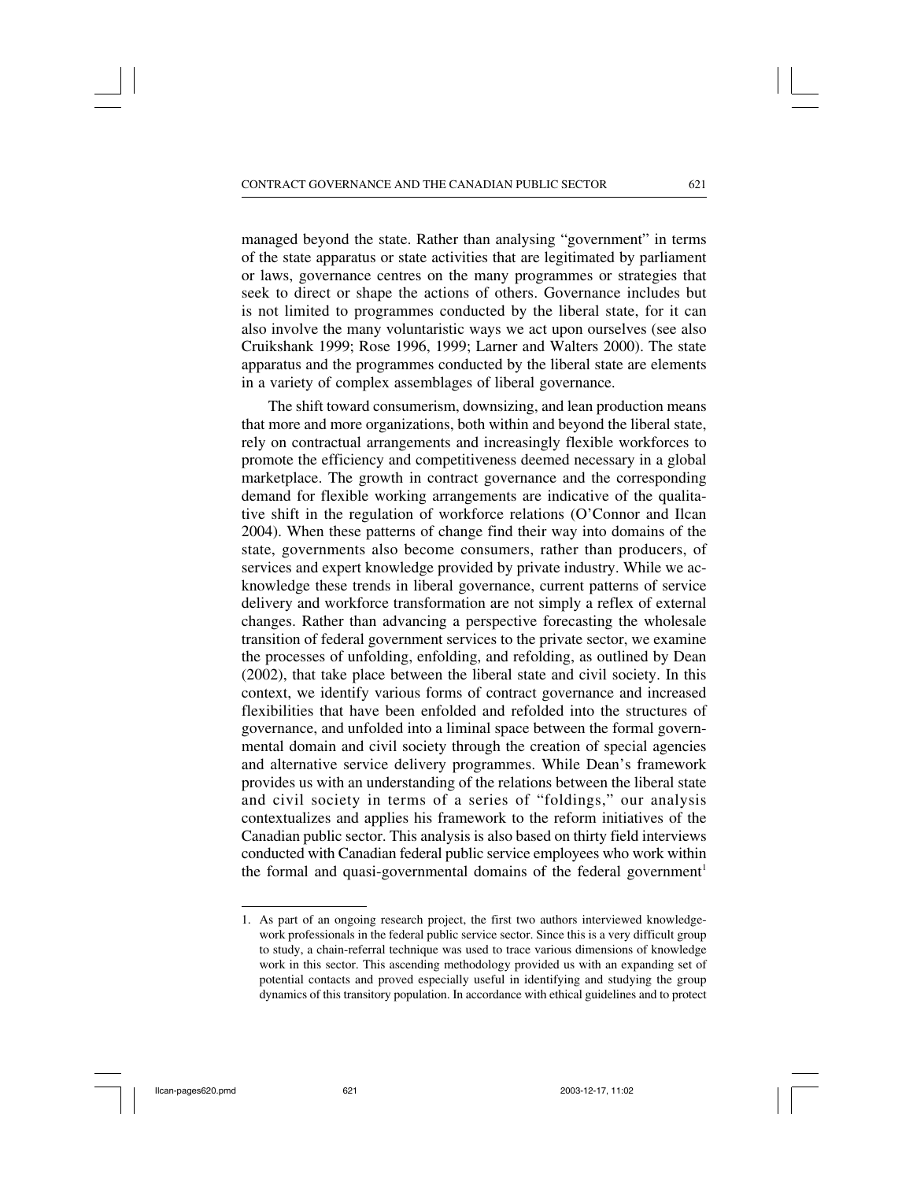managed beyond the state. Rather than analysing "government" in terms of the state apparatus or state activities that are legitimated by parliament or laws, governance centres on the many programmes or strategies that seek to direct or shape the actions of others. Governance includes but is not limited to programmes conducted by the liberal state, for it can also involve the many voluntaristic ways we act upon ourselves (see also Cruikshank 1999; Rose 1996, 1999; Larner and Walters 2000). The state apparatus and the programmes conducted by the liberal state are elements in a variety of complex assemblages of liberal governance.

The shift toward consumerism, downsizing, and lean production means that more and more organizations, both within and beyond the liberal state, rely on contractual arrangements and increasingly flexible workforces to promote the efficiency and competitiveness deemed necessary in a global marketplace. The growth in contract governance and the corresponding demand for flexible working arrangements are indicative of the qualitative shift in the regulation of workforce relations (O'Connor and Ilcan 2004). When these patterns of change find their way into domains of the state, governments also become consumers, rather than producers, of services and expert knowledge provided by private industry. While we acknowledge these trends in liberal governance, current patterns of service delivery and workforce transformation are not simply a reflex of external changes. Rather than advancing a perspective forecasting the wholesale transition of federal government services to the private sector, we examine the processes of unfolding, enfolding, and refolding, as outlined by Dean (2002), that take place between the liberal state and civil society. In this context, we identify various forms of contract governance and increased flexibilities that have been enfolded and refolded into the structures of governance, and unfolded into a liminal space between the formal governmental domain and civil society through the creation of special agencies and alternative service delivery programmes. While Dean's framework provides us with an understanding of the relations between the liberal state and civil society in terms of a series of "foldings," our analysis contextualizes and applies his framework to the reform initiatives of the Canadian public sector. This analysis is also based on thirty field interviews conducted with Canadian federal public service employees who work within the formal and quasi-governmental domains of the federal government[1]

1. As part of an ongoing research project, the first two authors interviewed knowledge-work professionals in the federal public service sector. Since this is a very difficult group to study, a chain-referral technique was used to trace various dimensions of knowledge work in this sector. This ascending methodology provided us with an expanding set of potential contacts and proved especially useful in identifying and studying the group dynamics of this transitory population. In accordance with ethical guidelines and to protect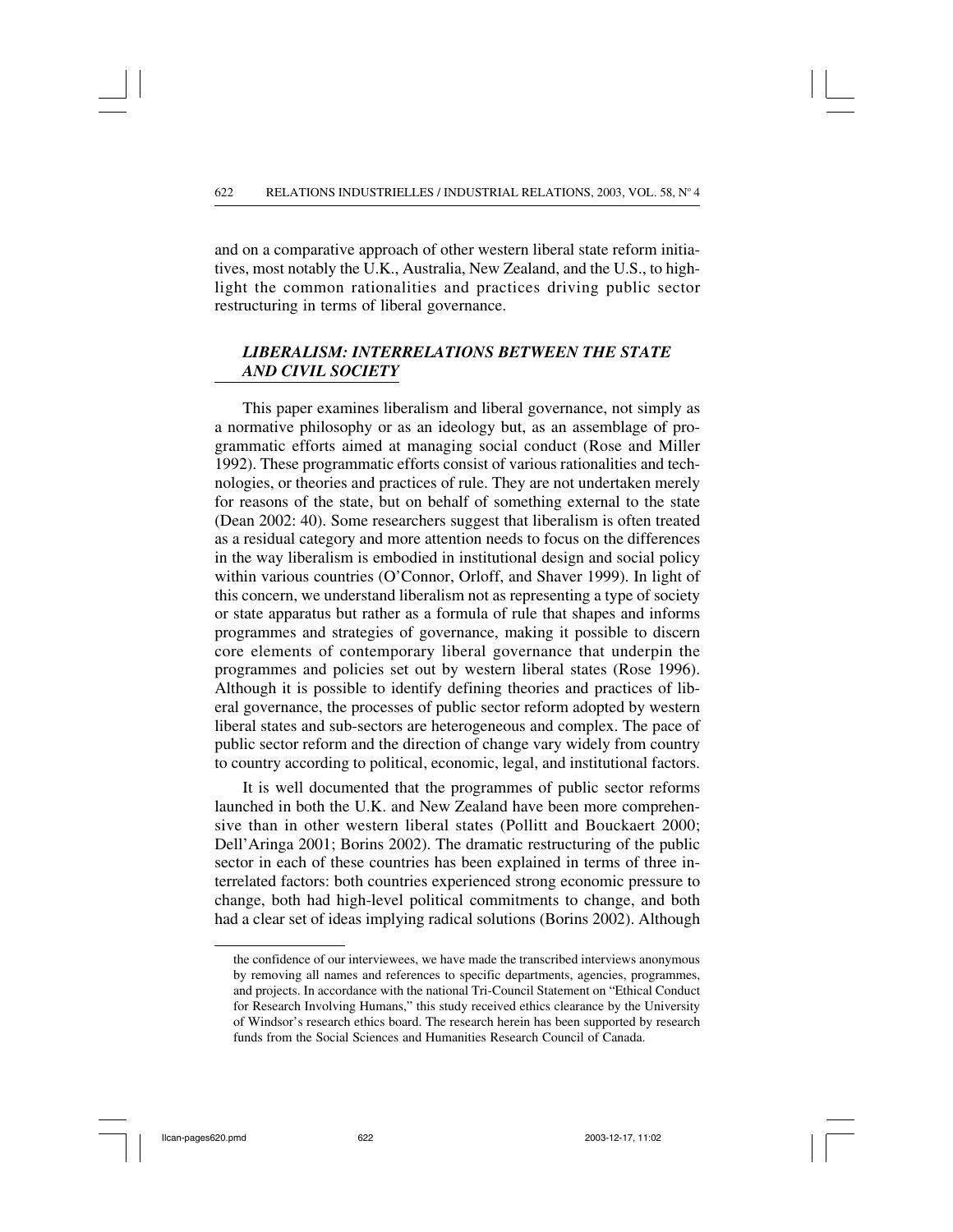and on a comparative approach of other western liberal state reform initiatives, most notably the U.K., Australia, New Zealand, and the U.S., to highlight the common rationalities and practices driving public sector restructuring in terms of liberal governance.

## *LIBERALISM: INTERRELATIONS BETWEEN THE STATE AND CIVIL SOCIETY*

This paper examines liberalism and liberal governance, not simply as a normative philosophy or as an ideology but, as an assemblage of programmatic efforts aimed at managing social conduct (Rose and Miller 1992). These programmatic efforts consist of various rationalities and technologies, or theories and practices of rule. They are not undertaken merely for reasons of the state, but on behalf of something external to the state (Dean 2002: 40). Some researchers suggest that liberalism is often treated as a residual category and more attention needs to focus on the differences in the way liberalism is embodied in institutional design and social policy within various countries (O'Connor, Orloff, and Shaver 1999). In light of this concern, we understand liberalism not as representing a type of society or state apparatus but rather as a formula of rule that shapes and informs programmes and strategies of governance, making it possible to discern core elements of contemporary liberal governance that underpin the programmes and policies set out by western liberal states (Rose 1996). Although it is possible to identify defining theories and practices of liberal governance, the processes of public sector reform adopted by western liberal states and sub-sectors are heterogeneous and complex. The pace of public sector reform and the direction of change vary widely from country to country according to political, economic, legal, and institutional factors.

It is well documented that the programmes of public sector reforms launched in both the U.K. and New Zealand have been more comprehensive than in other western liberal states (Pollitt and Bouckaert 2000; Dell'Aringa 2001; Borins 2002). The dramatic restructuring of the public sector in each of these countries has been explained in terms of three interrelated factors: both countries experienced strong economic pressure to change, both had high-level political commitments to change, and both had a clear set of ideas implying radical solutions (Borins 2002). Although

the confidence of our interviewees, we have made the transcribed interviews anonymous by removing all names and references to specific departments, agencies, programmes, and projects. In accordance with the national Tri-Council Statement on "Ethical Conduct for Research Involving Humans," this study received ethics clearance by the University of Windsor's research ethics board. The research herein has been supported by research funds from the Social Sciences and Humanities Research Council of Canada.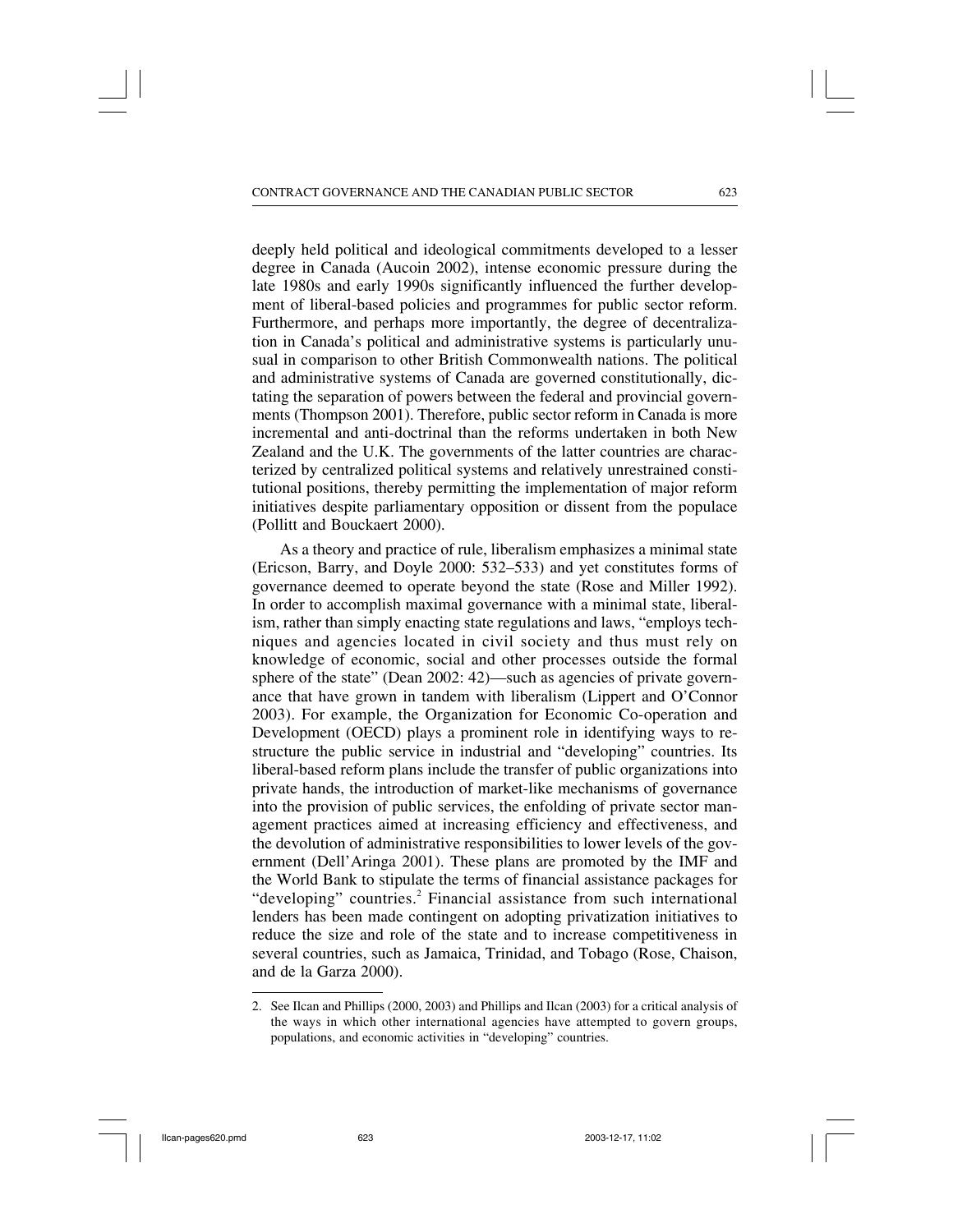deeply held political and ideological commitments developed to a lesser degree in Canada (Aucoin 2002), intense economic pressure during the late 1980s and early 1990s significantly influenced the further development of liberal-based policies and programmes for public sector reform. Furthermore, and perhaps more importantly, the degree of decentralization in Canada's political and administrative systems is particularly unusual in comparison to other British Commonwealth nations. The political and administrative systems of Canada are governed constitutionally, dictating the separation of powers between the federal and provincial governments (Thompson 2001). Therefore, public sector reform in Canada is more incremental and anti-doctrinal than the reforms undertaken in both New Zealand and the U.K. The governments of the latter countries are characterized by centralized political systems and relatively unrestrained constitutional positions, thereby permitting the implementation of major reform initiatives despite parliamentary opposition or dissent from the populace (Pollitt and Bouckaert 2000).

As a theory and practice of rule, liberalism emphasizes a minimal state (Ericson, Barry, and Doyle 2000: 532–533) and yet constitutes forms of governance deemed to operate beyond the state (Rose and Miller 1992). In order to accomplish maximal governance with a minimal state, liberalism, rather than simply enacting state regulations and laws, "employs techniques and agencies located in civil society and thus must rely on knowledge of economic, social and other processes outside the formal sphere of the state" (Dean 2002: 42)—such as agencies of private governance that have grown in tandem with liberalism (Lippert and O'Connor 2003). For example, the Organization for Economic Co-operation and Development (OECD) plays a prominent role in identifying ways to restructure the public service in industrial and "developing" countries. Its liberal-based reform plans include the transfer of public organizations into private hands, the introduction of market-like mechanisms of governance into the provision of public services, the enfolding of private sector management practices aimed at increasing efficiency and effectiveness, and the devolution of administrative responsibilities to lower levels of the government (Dell'Aringa 2001). These plans are promoted by the IMF and the World Bank to stipulate the terms of financial assistance packages for "developing" countries.[2] Financial assistance from such international lenders has been made contingent on adopting privatization initiatives to reduce the size and role of the state and to increase competitiveness in several countries, such as Jamaica, Trinidad, and Tobago (Rose, Chaison, and de la Garza 2000).

2. See Ilcan and Phillips (2000, 2003) and Phillips and Ilcan (2003) for a critical analysis of the ways in which other international agencies have attempted to govern groups, populations, and economic activities in "developing" countries.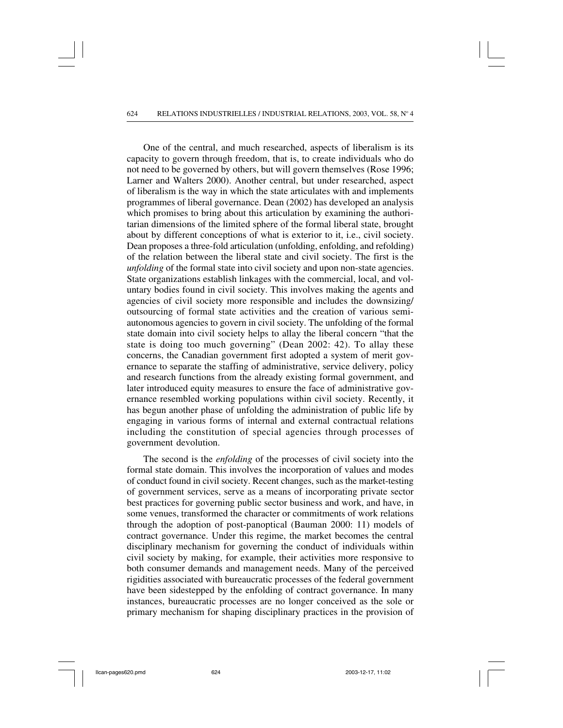One of the central, and much researched, aspects of liberalism is its capacity to govern through freedom, that is, to create individuals who do not need to be governed by others, but will govern themselves (Rose 1996; Larner and Walters 2000). Another central, but under researched, aspect of liberalism is the way in which the state articulates with and implements programmes of liberal governance. Dean (2002) has developed an analysis which promises to bring about this articulation by examining the authoritarian dimensions of the limited sphere of the formal liberal state, brought about by different conceptions of what is exterior to it, i.e., civil society. Dean proposes a three-fold articulation (unfolding, enfolding, and refolding) of the relation between the liberal state and civil society. The first is the *unfolding* of the formal state into civil society and upon non-state agencies. State organizations establish linkages with the commercial, local, and voluntary bodies found in civil society. This involves making the agents and agencies of civil society more responsible and includes the downsizing/outsourcing of formal state activities and the creation of various semi-autonomous agencies to govern in civil society. The unfolding of the formal state domain into civil society helps to allay the liberal concern "that the state is doing too much governing" (Dean 2002: 42). To allay these concerns, the Canadian government first adopted a system of merit governance to separate the staffing of administrative, service delivery, policy and research functions from the already existing formal government, and later introduced equity measures to ensure the face of administrative governance resembled working populations within civil society. Recently, it has begun another phase of unfolding the administration of public life by engaging in various forms of internal and external contractual relations including the constitution of special agencies through processes of government devolution.

The second is the *enfolding* of the processes of civil society into the formal state domain. This involves the incorporation of values and modes of conduct found in civil society. Recent changes, such as the market-testing of government services, serve as a means of incorporating private sector best practices for governing public sector business and work, and have, in some venues, transformed the character or commitments of work relations through the adoption of post-panoptical (Bauman 2000: 11) models of contract governance. Under this regime, the market becomes the central disciplinary mechanism for governing the conduct of individuals within civil society by making, for example, their activities more responsive to both consumer demands and management needs. Many of the perceived rigidities associated with bureaucratic processes of the federal government have been sidestepped by the enfolding of contract governance. In many instances, bureaucratic processes are no longer conceived as the sole or primary mechanism for shaping disciplinary practices in the provision of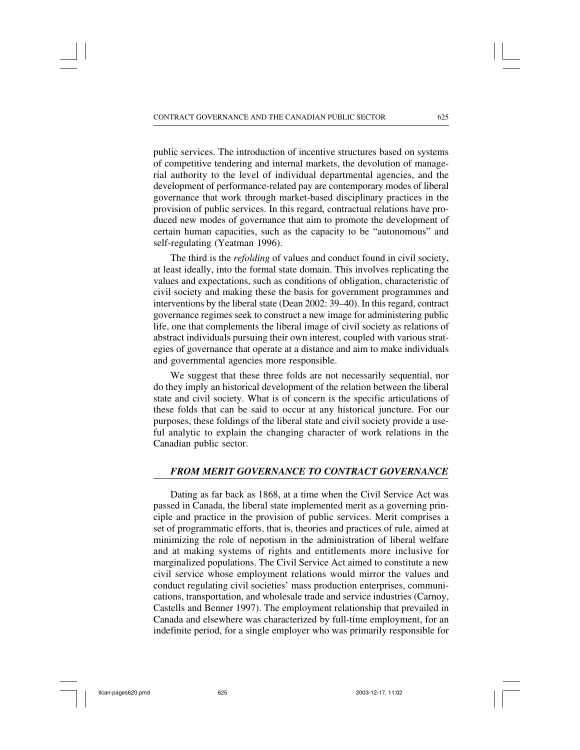public services. The introduction of incentive structures based on systems of competitive tendering and internal markets, the devolution of managerial authority to the level of individual departmental agencies, and the development of performance-related pay are contemporary modes of liberal governance that work through market-based disciplinary practices in the provision of public services. In this regard, contractual relations have produced new modes of governance that aim to promote the development of certain human capacities, such as the capacity to be "autonomous" and self-regulating (Yeatman 1996).

The third is the *refolding* of values and conduct found in civil society, at least ideally, into the formal state domain. This involves replicating the values and expectations, such as conditions of obligation, characteristic of civil society and making these the basis for government programmes and interventions by the liberal state (Dean 2002: 39–40). In this regard, contract governance regimes seek to construct a new image for administering public life, one that complements the liberal image of civil society as relations of abstract individuals pursuing their own interest, coupled with various strategies of governance that operate at a distance and aim to make individuals and governmental agencies more responsible.

We suggest that these three folds are not necessarily sequential, nor do they imply an historical development of the relation between the liberal state and civil society. What is of concern is the specific articulations of these folds that can be said to occur at any historical juncture. For our purposes, these foldings of the liberal state and civil society provide a useful analytic to explain the changing character of work relations in the Canadian public sector.

## *FROM MERIT GOVERNANCE TO CONTRACT GOVERNANCE*

Dating as far back as 1868, at a time when the Civil Service Act was passed in Canada, the liberal state implemented merit as a governing principle and practice in the provision of public services. Merit comprises a set of programmatic efforts, that is, theories and practices of rule, aimed at minimizing the role of nepotism in the administration of liberal welfare and at making systems of rights and entitlements more inclusive for marginalized populations. The Civil Service Act aimed to constitute a new civil service whose employment relations would mirror the values and conduct regulating civil societies' mass production enterprises, communications, transportation, and wholesale trade and service industries (Carnoy, Castells and Benner 1997). The employment relationship that prevailed in Canada and elsewhere was characterized by full-time employment, for an indefinite period, for a single employer who was primarily responsible for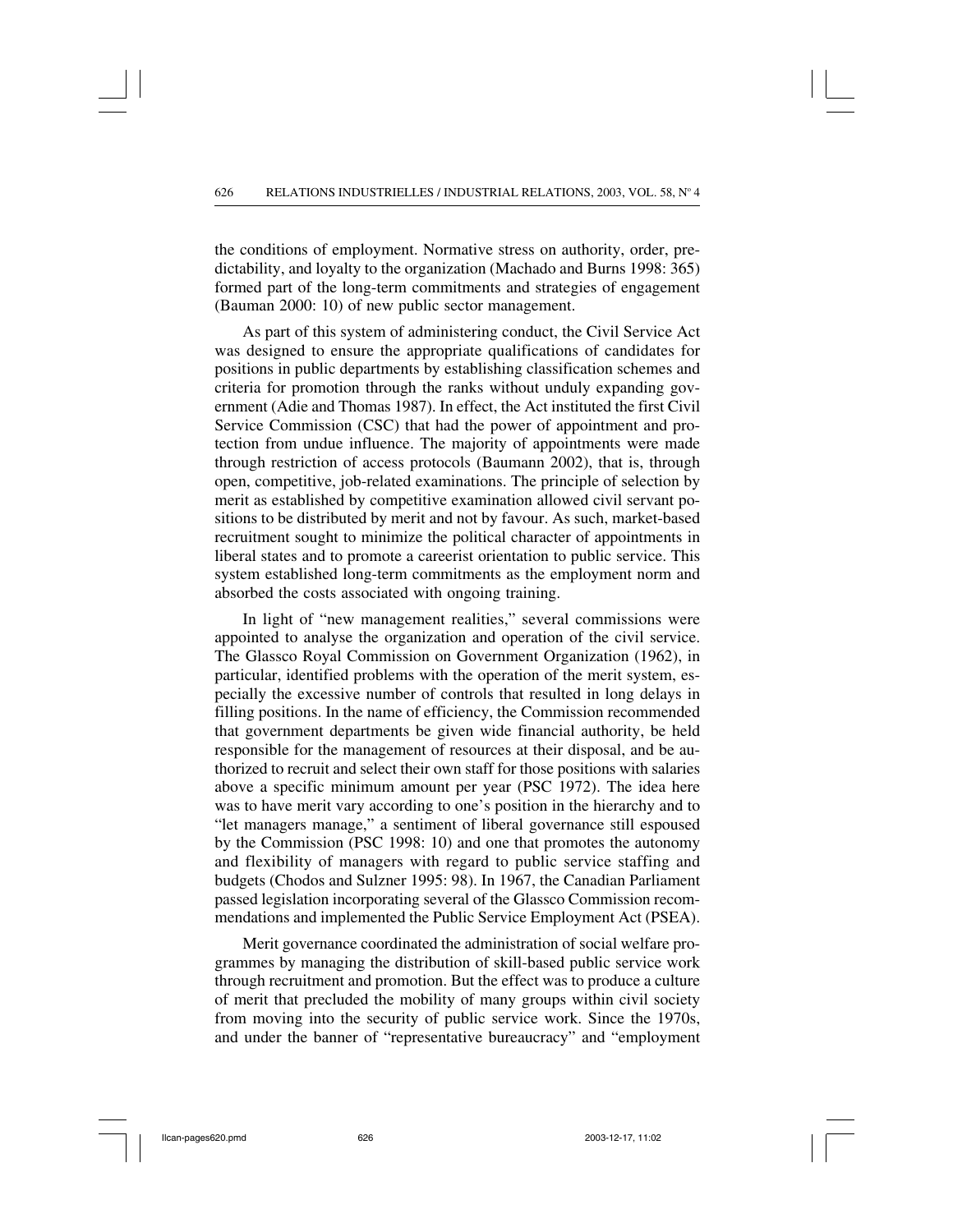the conditions of employment. Normative stress on authority, order, predictability, and loyalty to the organization (Machado and Burns 1998: 365) formed part of the long-term commitments and strategies of engagement (Bauman 2000: 10) of new public sector management.

As part of this system of administering conduct, the Civil Service Act was designed to ensure the appropriate qualifications of candidates for positions in public departments by establishing classification schemes and criteria for promotion through the ranks without unduly expanding government (Adie and Thomas 1987). In effect, the Act instituted the first Civil Service Commission (CSC) that had the power of appointment and protection from undue influence. The majority of appointments were made through restriction of access protocols (Baumann 2002), that is, through open, competitive, job-related examinations. The principle of selection by merit as established by competitive examination allowed civil servant positions to be distributed by merit and not by favour. As such, market-based recruitment sought to minimize the political character of appointments in liberal states and to promote a careerist orientation to public service. This system established long-term commitments as the employment norm and absorbed the costs associated with ongoing training.

In light of "new management realities," several commissions were appointed to analyse the organization and operation of the civil service. The Glassco Royal Commission on Government Organization (1962), in particular, identified problems with the operation of the merit system, especially the excessive number of controls that resulted in long delays in filling positions. In the name of efficiency, the Commission recommended that government departments be given wide financial authority, be held responsible for the management of resources at their disposal, and be authorized to recruit and select their own staff for those positions with salaries above a specific minimum amount per year (PSC 1972). The idea here was to have merit vary according to one's position in the hierarchy and to "let managers manage," a sentiment of liberal governance still espoused by the Commission (PSC 1998: 10) and one that promotes the autonomy and flexibility of managers with regard to public service staffing and budgets (Chodos and Sulzner 1995: 98). In 1967, the Canadian Parliament passed legislation incorporating several of the Glassco Commission recommendations and implemented the Public Service Employment Act (PSEA).

Merit governance coordinated the administration of social welfare programmes by managing the distribution of skill-based public service work through recruitment and promotion. But the effect was to produce a culture of merit that precluded the mobility of many groups within civil society from moving into the security of public service work. Since the 1970s, and under the banner of "representative bureaucracy" and "employment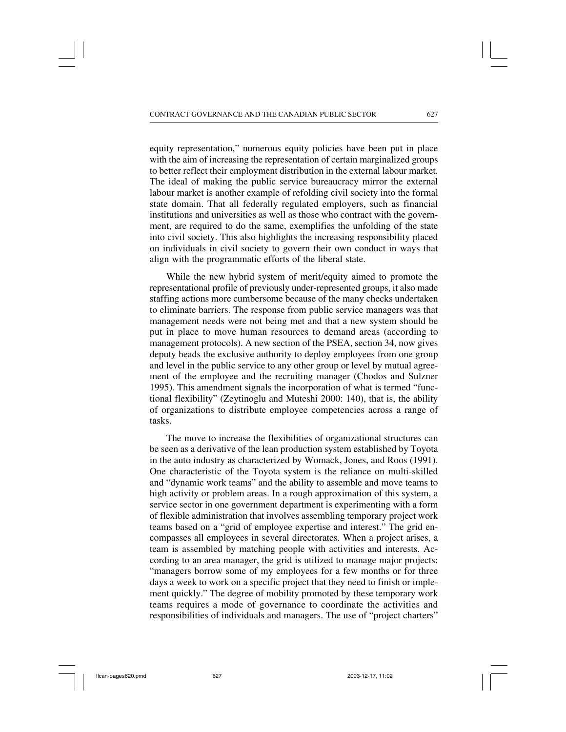equity representation," numerous equity policies have been put in place with the aim of increasing the representation of certain marginalized groups to better reflect their employment distribution in the external labour market. The ideal of making the public service bureaucracy mirror the external labour market is another example of refolding civil society into the formal state domain. That all federally regulated employers, such as financial institutions and universities as well as those who contract with the government, are required to do the same, exemplifies the unfolding of the state into civil society. This also highlights the increasing responsibility placed on individuals in civil society to govern their own conduct in ways that align with the programmatic efforts of the liberal state.

While the new hybrid system of merit/equity aimed to promote the representational profile of previously under-represented groups, it also made staffing actions more cumbersome because of the many checks undertaken to eliminate barriers. The response from public service managers was that management needs were not being met and that a new system should be put in place to move human resources to demand areas (according to management protocols). A new section of the PSEA, section 34, now gives deputy heads the exclusive authority to deploy employees from one group and level in the public service to any other group or level by mutual agreement of the employee and the recruiting manager (Chodos and Sulzner 1995). This amendment signals the incorporation of what is termed "functional flexibility" (Zeytinoglu and Muteshi 2000: 140), that is, the ability of organizations to distribute employee competencies across a range of tasks.

The move to increase the flexibilities of organizational structures can be seen as a derivative of the lean production system established by Toyota in the auto industry as characterized by Womack, Jones, and Roos (1991). One characteristic of the Toyota system is the reliance on multi-skilled and "dynamic work teams" and the ability to assemble and move teams to high activity or problem areas. In a rough approximation of this system, a service sector in one government department is experimenting with a form of flexible administration that involves assembling temporary project work teams based on a "grid of employee expertise and interest." The grid encompasses all employees in several directorates. When a project arises, a team is assembled by matching people with activities and interests. According to an area manager, the grid is utilized to manage major projects: "managers borrow some of my employees for a few months or for three days a week to work on a specific project that they need to finish or implement quickly." The degree of mobility promoted by these temporary work teams requires a mode of governance to coordinate the activities and responsibilities of individuals and managers. The use of "project charters"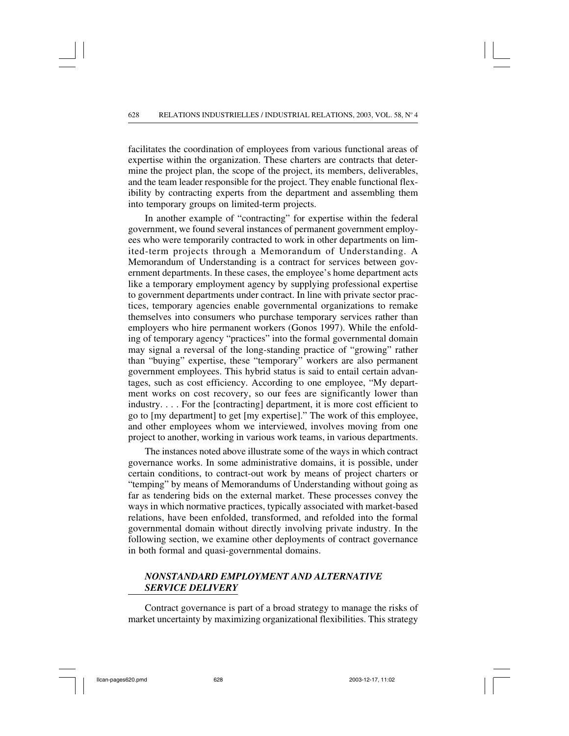facilitates the coordination of employees from various functional areas of expertise within the organization. These charters are contracts that determine the project plan, the scope of the project, its members, deliverables, and the team leader responsible for the project. They enable functional flexibility by contracting experts from the department and assembling them into temporary groups on limited-term projects.

In another example of "contracting" for expertise within the federal government, we found several instances of permanent government employees who were temporarily contracted to work in other departments on limited-term projects through a Memorandum of Understanding. A Memorandum of Understanding is a contract for services between government departments. In these cases, the employee's home department acts like a temporary employment agency by supplying professional expertise to government departments under contract. In line with private sector practices, temporary agencies enable governmental organizations to remake themselves into consumers who purchase temporary services rather than employers who hire permanent workers (Gonos 1997). While the enfolding of temporary agency "practices" into the formal governmental domain may signal a reversal of the long-standing practice of "growing" rather than "buying" expertise, these "temporary" workers are also permanent government employees. This hybrid status is said to entail certain advantages, such as cost efficiency. According to one employee, "My department works on cost recovery, so our fees are significantly lower than industry. . . . For the [contracting] department, it is more cost efficient to go to [my department] to get [my expertise]." The work of this employee, and other employees whom we interviewed, involves moving from one project to another, working in various work teams, in various departments.

The instances noted above illustrate some of the ways in which contract governance works. In some administrative domains, it is possible, under certain conditions, to contract-out work by means of project charters or "temping" by means of Memorandums of Understanding without going as far as tendering bids on the external market. These processes convey the ways in which normative practices, typically associated with market-based relations, have been enfolded, transformed, and refolded into the formal governmental domain without directly involving private industry. In the following section, we examine other deployments of contract governance in both formal and quasi-governmental domains.

## *NONSTANDARD EMPLOYMENT AND ALTERNATIVE SERVICE DELIVERY*

Contract governance is part of a broad strategy to manage the risks of market uncertainty by maximizing organizational flexibilities. This strategy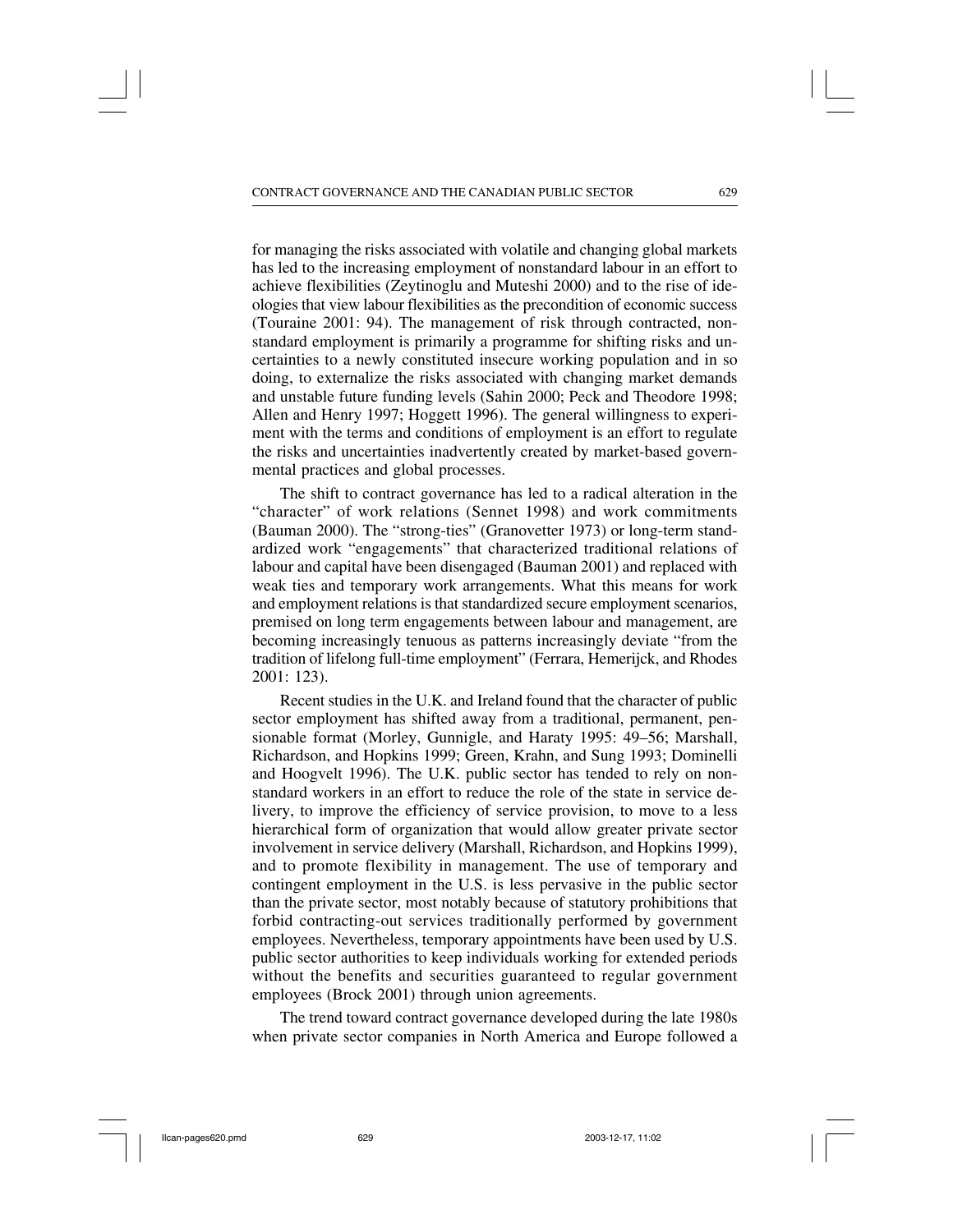for managing the risks associated with volatile and changing global markets has led to the increasing employment of nonstandard labour in an effort to achieve flexibilities (Zeytinoglu and Muteshi 2000) and to the rise of ideologies that view labour flexibilities as the precondition of economic success (Touraine 2001: 94). The management of risk through contracted, nonstandard employment is primarily a programme for shifting risks and uncertainties to a newly constituted insecure working population and in so doing, to externalize the risks associated with changing market demands and unstable future funding levels (Sahin 2000; Peck and Theodore 1998; Allen and Henry 1997; Hoggett 1996). The general willingness to experiment with the terms and conditions of employment is an effort to regulate the risks and uncertainties inadvertently created by market-based governmental practices and global processes.

The shift to contract governance has led to a radical alteration in the "character" of work relations (Sennet 1998) and work commitments (Bauman 2000). The "strong-ties" (Granovetter 1973) or long-term standardized work "engagements" that characterized traditional relations of labour and capital have been disengaged (Bauman 2001) and replaced with weak ties and temporary work arrangements. What this means for work and employment relations is that standardized secure employment scenarios, premised on long term engagements between labour and management, are becoming increasingly tenuous as patterns increasingly deviate "from the tradition of lifelong full-time employment" (Ferrara, Hemerijck, and Rhodes 2001: 123).

Recent studies in the U.K. and Ireland found that the character of public sector employment has shifted away from a traditional, permanent, pensionable format (Morley, Gunnigle, and Haraty 1995: 49–56; Marshall, Richardson, and Hopkins 1999; Green, Krahn, and Sung 1993; Dominelli and Hoogvelt 1996). The U.K. public sector has tended to rely on nonstandard workers in an effort to reduce the role of the state in service delivery, to improve the efficiency of service provision, to move to a less hierarchical form of organization that would allow greater private sector involvement in service delivery (Marshall, Richardson, and Hopkins 1999), and to promote flexibility in management. The use of temporary and contingent employment in the U.S. is less pervasive in the public sector than the private sector, most notably because of statutory prohibitions that forbid contracting-out services traditionally performed by government employees. Nevertheless, temporary appointments have been used by U.S. public sector authorities to keep individuals working for extended periods without the benefits and securities guaranteed to regular government employees (Brock 2001) through union agreements.

The trend toward contract governance developed during the late 1980s when private sector companies in North America and Europe followed a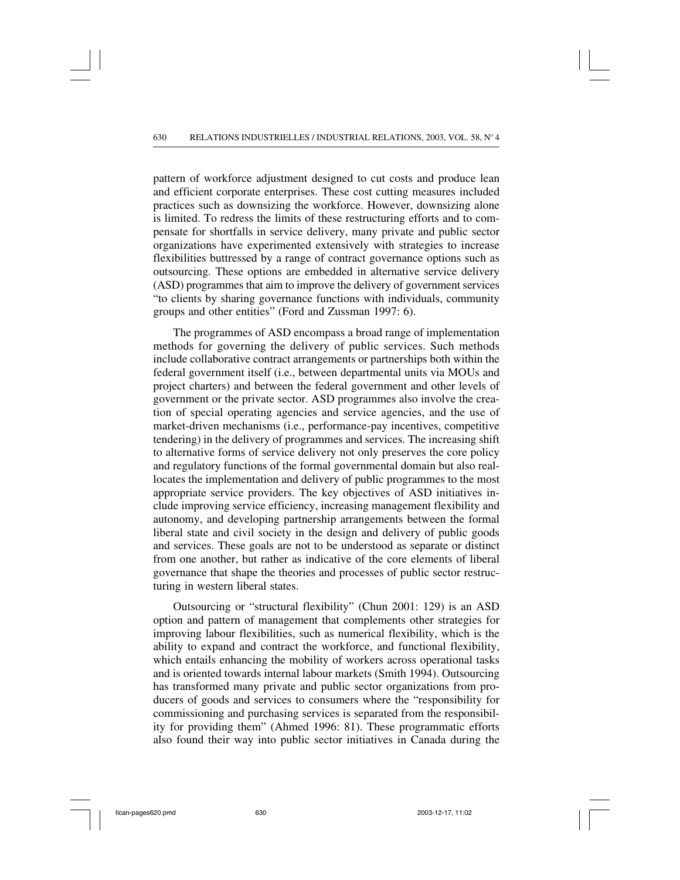pattern of workforce adjustment designed to cut costs and produce lean and efficient corporate enterprises. These cost cutting measures included practices such as downsizing the workforce. However, downsizing alone is limited. To redress the limits of these restructuring efforts and to compensate for shortfalls in service delivery, many private and public sector organizations have experimented extensively with strategies to increase flexibilities buttressed by a range of contract governance options such as outsourcing. These options are embedded in alternative service delivery (ASD) programmes that aim to improve the delivery of government services "to clients by sharing governance functions with individuals, community groups and other entities" (Ford and Zussman 1997: 6).

The programmes of ASD encompass a broad range of implementation methods for governing the delivery of public services. Such methods include collaborative contract arrangements or partnerships both within the federal government itself (i.e., between departmental units via MOUs and project charters) and between the federal government and other levels of government or the private sector. ASD programmes also involve the creation of special operating agencies and service agencies, and the use of market-driven mechanisms (i.e., performance-pay incentives, competitive tendering) in the delivery of programmes and services. The increasing shift to alternative forms of service delivery not only preserves the core policy and regulatory functions of the formal governmental domain but also reallocates the implementation and delivery of public programmes to the most appropriate service providers. The key objectives of ASD initiatives include improving service efficiency, increasing management flexibility and autonomy, and developing partnership arrangements between the formal liberal state and civil society in the design and delivery of public goods and services. These goals are not to be understood as separate or distinct from one another, but rather as indicative of the core elements of liberal governance that shape the theories and processes of public sector restructuring in western liberal states.

Outsourcing or "structural flexibility" (Chun 2001: 129) is an ASD option and pattern of management that complements other strategies for improving labour flexibilities, such as numerical flexibility, which is the ability to expand and contract the workforce, and functional flexibility, which entails enhancing the mobility of workers across operational tasks and is oriented towards internal labour markets (Smith 1994). Outsourcing has transformed many private and public sector organizations from producers of goods and services to consumers where the "responsibility for commissioning and purchasing services is separated from the responsibility for providing them" (Ahmed 1996: 81). These programmatic efforts also found their way into public sector initiatives in Canada during the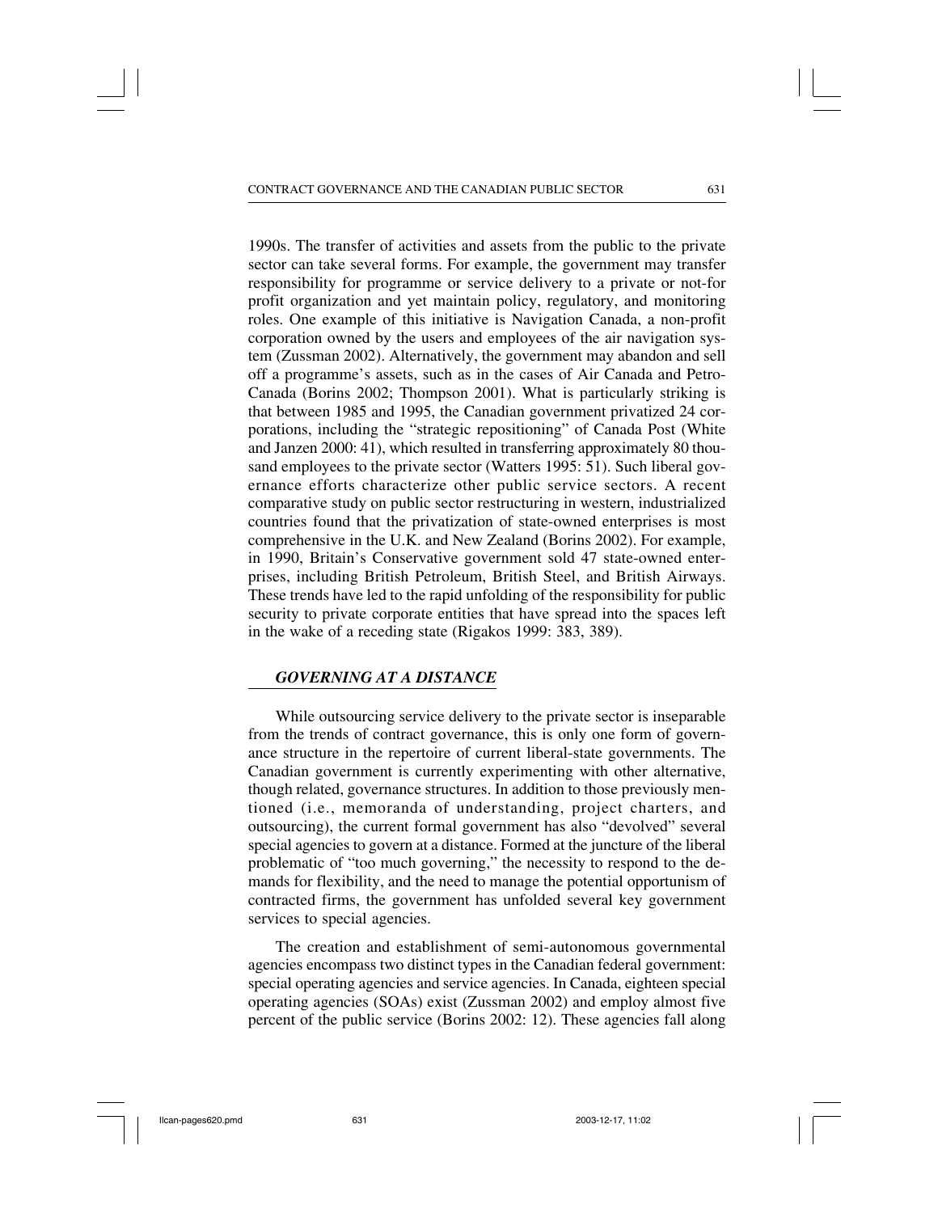1990s. The transfer of activities and assets from the public to the private sector can take several forms. For example, the government may transfer responsibility for programme or service delivery to a private or not-for profit organization and yet maintain policy, regulatory, and monitoring roles. One example of this initiative is Navigation Canada, a non-profit corporation owned by the users and employees of the air navigation system (Zussman 2002). Alternatively, the government may abandon and sell off a programme's assets, such as in the cases of Air Canada and Petro-Canada (Borins 2002; Thompson 2001). What is particularly striking is that between 1985 and 1995, the Canadian government privatized 24 corporations, including the "strategic repositioning" of Canada Post (White and Janzen 2000: 41), which resulted in transferring approximately 80 thousand employees to the private sector (Watters 1995: 51). Such liberal governance efforts characterize other public service sectors. A recent comparative study on public sector restructuring in western, industrialized countries found that the privatization of state-owned enterprises is most comprehensive in the U.K. and New Zealand (Borins 2002). For example, in 1990, Britain's Conservative government sold 47 state-owned enterprises, including British Petroleum, British Steel, and British Airways. These trends have led to the rapid unfolding of the responsibility for public security to private corporate entities that have spread into the spaces left in the wake of a receding state (Rigakos 1999: 383, 389).

## *GOVERNING AT A DISTANCE*

While outsourcing service delivery to the private sector is inseparable from the trends of contract governance, this is only one form of governance structure in the repertoire of current liberal-state governments. The Canadian government is currently experimenting with other alternative, though related, governance structures. In addition to those previously mentioned (i.e., memoranda of understanding, project charters, and outsourcing), the current formal government has also "devolved" several special agencies to govern at a distance. Formed at the juncture of the liberal problematic of "too much governing," the necessity to respond to the demands for flexibility, and the need to manage the potential opportunism of contracted firms, the government has unfolded several key government services to special agencies.

The creation and establishment of semi-autonomous governmental agencies encompass two distinct types in the Canadian federal government: special operating agencies and service agencies. In Canada, eighteen special operating agencies (SOAs) exist (Zussman 2002) and employ almost five percent of the public service (Borins 2002: 12). These agencies fall along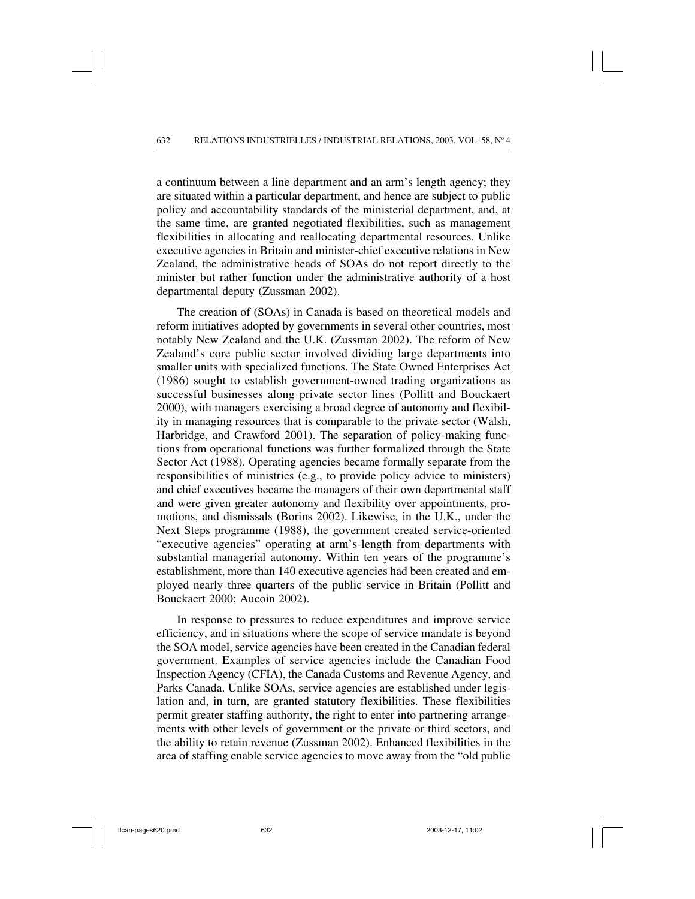a continuum between a line department and an arm's length agency; they are situated within a particular department, and hence are subject to public policy and accountability standards of the ministerial department, and, at the same time, are granted negotiated flexibilities, such as management flexibilities in allocating and reallocating departmental resources. Unlike executive agencies in Britain and minister-chief executive relations in New Zealand, the administrative heads of SOAs do not report directly to the minister but rather function under the administrative authority of a host departmental deputy (Zussman 2002).

The creation of (SOAs) in Canada is based on theoretical models and reform initiatives adopted by governments in several other countries, most notably New Zealand and the U.K. (Zussman 2002). The reform of New Zealand's core public sector involved dividing large departments into smaller units with specialized functions. The State Owned Enterprises Act (1986) sought to establish government-owned trading organizations as successful businesses along private sector lines (Pollitt and Bouckaert 2000), with managers exercising a broad degree of autonomy and flexibility in managing resources that is comparable to the private sector (Walsh, Harbridge, and Crawford 2001). The separation of policy-making functions from operational functions was further formalized through the State Sector Act (1988). Operating agencies became formally separate from the responsibilities of ministries (e.g., to provide policy advice to ministers) and chief executives became the managers of their own departmental staff and were given greater autonomy and flexibility over appointments, promotions, and dismissals (Borins 2002). Likewise, in the U.K., under the Next Steps programme (1988), the government created service-oriented "executive agencies" operating at arm's-length from departments with substantial managerial autonomy. Within ten years of the programme's establishment, more than 140 executive agencies had been created and employed nearly three quarters of the public service in Britain (Pollitt and Bouckaert 2000; Aucoin 2002).

In response to pressures to reduce expenditures and improve service efficiency, and in situations where the scope of service mandate is beyond the SOA model, service agencies have been created in the Canadian federal government. Examples of service agencies include the Canadian Food Inspection Agency (CFIA), the Canada Customs and Revenue Agency, and Parks Canada. Unlike SOAs, service agencies are established under legislation and, in turn, are granted statutory flexibilities. These flexibilities permit greater staffing authority, the right to enter into partnering arrangements with other levels of government or the private or third sectors, and the ability to retain revenue (Zussman 2002). Enhanced flexibilities in the area of staffing enable service agencies to move away from the "old public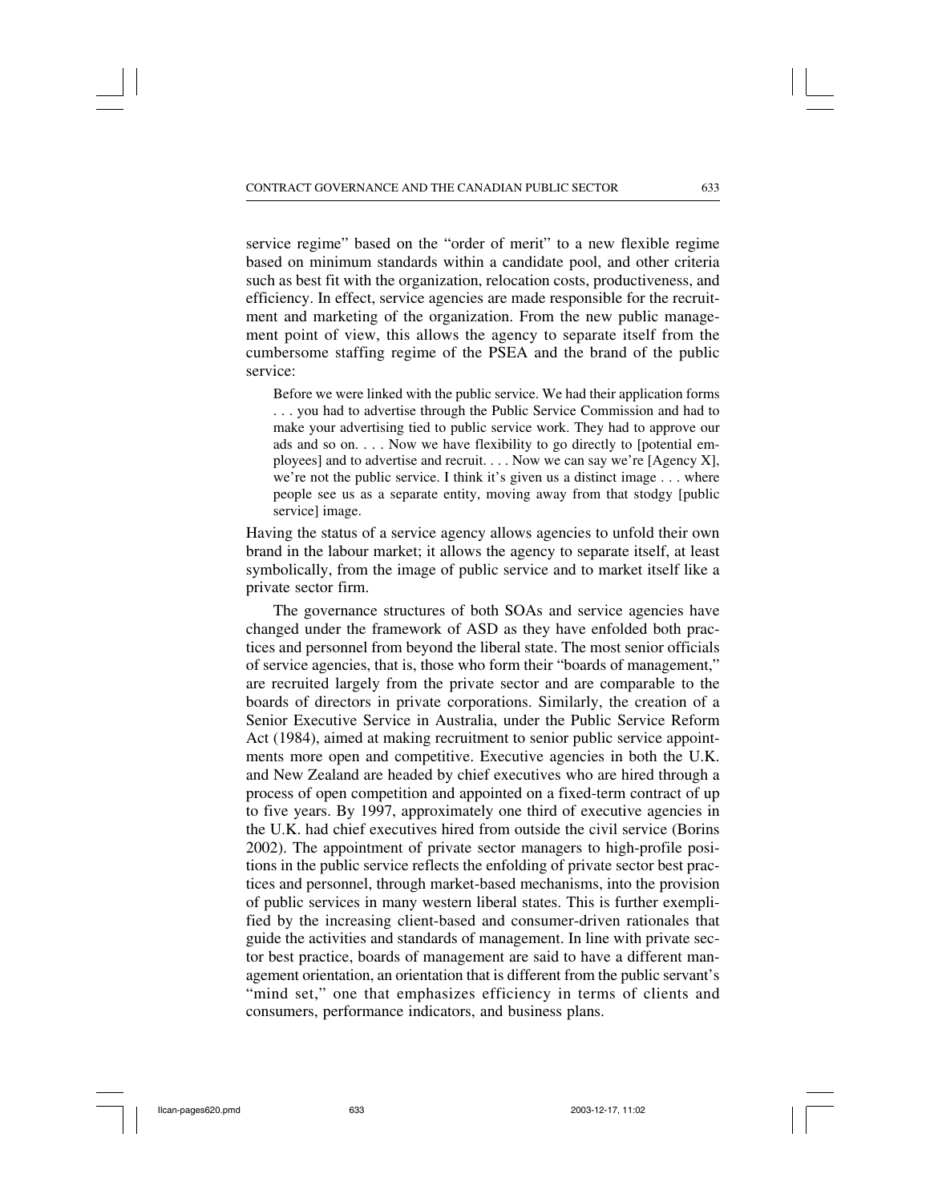service regime" based on the "order of merit" to a new flexible regime based on minimum standards within a candidate pool, and other criteria such as best fit with the organization, relocation costs, productiveness, and efficiency. In effect, service agencies are made responsible for the recruitment and marketing of the organization. From the new public management point of view, this allows the agency to separate itself from the cumbersome staffing regime of the PSEA and the brand of the public service:

> Before we were linked with the public service. We had their application forms . . . you had to advertise through the Public Service Commission and had to make your advertising tied to public service work. They had to approve our ads and so on. . . . Now we have flexibility to go directly to [potential employees] and to advertise and recruit. . . . Now we can say we're [Agency X], we're not the public service. I think it's given us a distinct image . . . where people see us as a separate entity, moving away from that stodgy [public service] image.

Having the status of a service agency allows agencies to unfold their own brand in the labour market; it allows the agency to separate itself, at least symbolically, from the image of public service and to market itself like a private sector firm.

The governance structures of both SOAs and service agencies have changed under the framework of ASD as they have enfolded both practices and personnel from beyond the liberal state. The most senior officials of service agencies, that is, those who form their "boards of management," are recruited largely from the private sector and are comparable to the boards of directors in private corporations. Similarly, the creation of a Senior Executive Service in Australia, under the Public Service Reform Act (1984), aimed at making recruitment to senior public service appointments more open and competitive. Executive agencies in both the U.K. and New Zealand are headed by chief executives who are hired through a process of open competition and appointed on a fixed-term contract of up to five years. By 1997, approximately one third of executive agencies in the U.K. had chief executives hired from outside the civil service (Borins 2002). The appointment of private sector managers to high-profile positions in the public service reflects the enfolding of private sector best practices and personnel, through market-based mechanisms, into the provision of public services in many western liberal states. This is further exemplified by the increasing client-based and consumer-driven rationales that guide the activities and standards of management. In line with private sector best practice, boards of management are said to have a different management orientation, an orientation that is different from the public servant's "mind set," one that emphasizes efficiency in terms of clients and consumers, performance indicators, and business plans.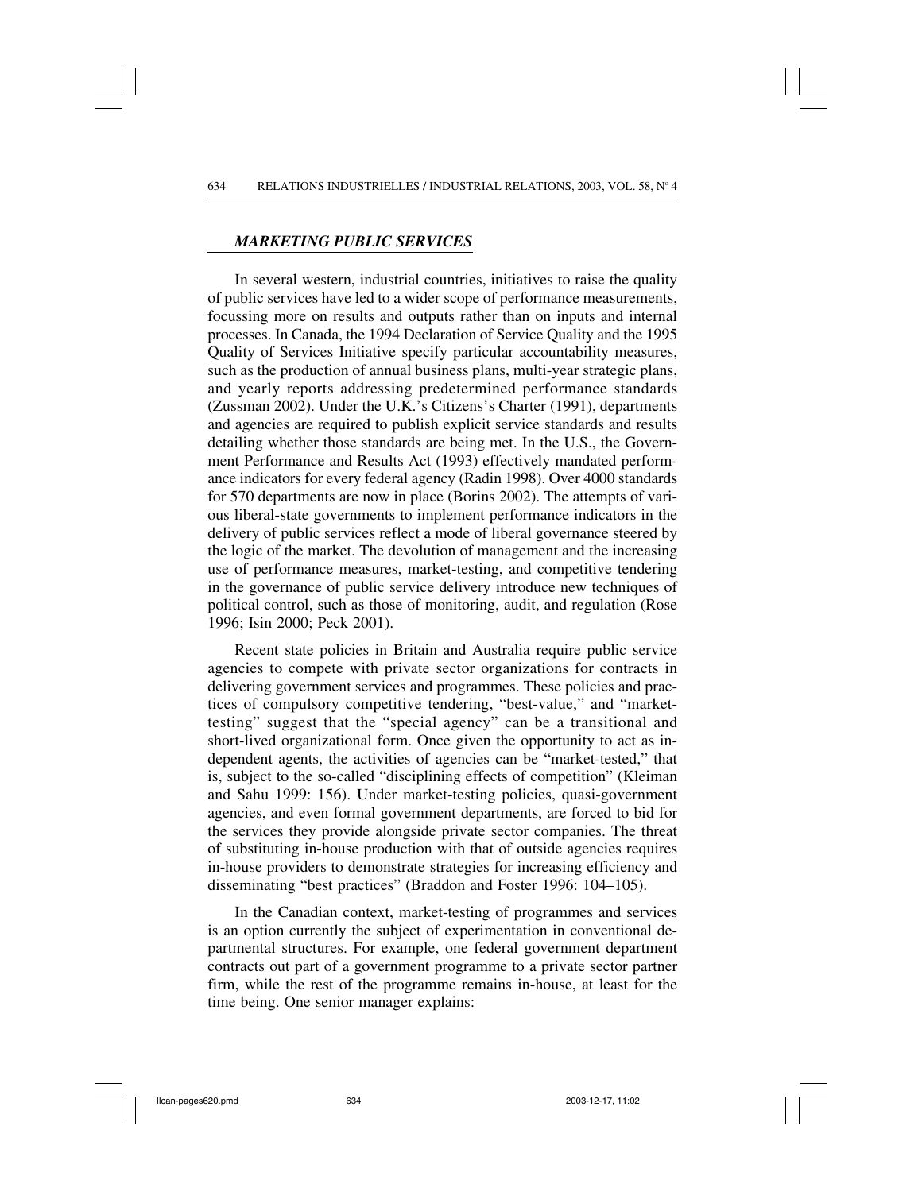## *MARKETING PUBLIC SERVICES*

In several western, industrial countries, initiatives to raise the quality of public services have led to a wider scope of performance measurements, focussing more on results and outputs rather than on inputs and internal processes. In Canada, the 1994 Declaration of Service Quality and the 1995 Quality of Services Initiative specify particular accountability measures, such as the production of annual business plans, multi-year strategic plans, and yearly reports addressing predetermined performance standards (Zussman 2002). Under the U.K.'s Citizens's Charter (1991), departments and agencies are required to publish explicit service standards and results detailing whether those standards are being met. In the U.S., the Government Performance and Results Act (1993) effectively mandated performance indicators for every federal agency (Radin 1998). Over 4000 standards for 570 departments are now in place (Borins 2002). The attempts of various liberal-state governments to implement performance indicators in the delivery of public services reflect a mode of liberal governance steered by the logic of the market. The devolution of management and the increasing use of performance measures, market-testing, and competitive tendering in the governance of public service delivery introduce new techniques of political control, such as those of monitoring, audit, and regulation (Rose 1996; Isin 2000; Peck 2001).

Recent state policies in Britain and Australia require public service agencies to compete with private sector organizations for contracts in delivering government services and programmes. These policies and practices of compulsory competitive tendering, "best-value," and "market-testing" suggest that the "special agency" can be a transitional and short-lived organizational form. Once given the opportunity to act as independent agents, the activities of agencies can be "market-tested," that is, subject to the so-called "disciplining effects of competition" (Kleiman and Sahu 1999: 156). Under market-testing policies, quasi-government agencies, and even formal government departments, are forced to bid for the services they provide alongside private sector companies. The threat of substituting in-house production with that of outside agencies requires in-house providers to demonstrate strategies for increasing efficiency and disseminating "best practices" (Braddon and Foster 1996: 104–105).

In the Canadian context, market-testing of programmes and services is an option currently the subject of experimentation in conventional departmental structures. For example, one federal government department contracts out part of a government programme to a private sector partner firm, while the rest of the programme remains in-house, at least for the time being. One senior manager explains: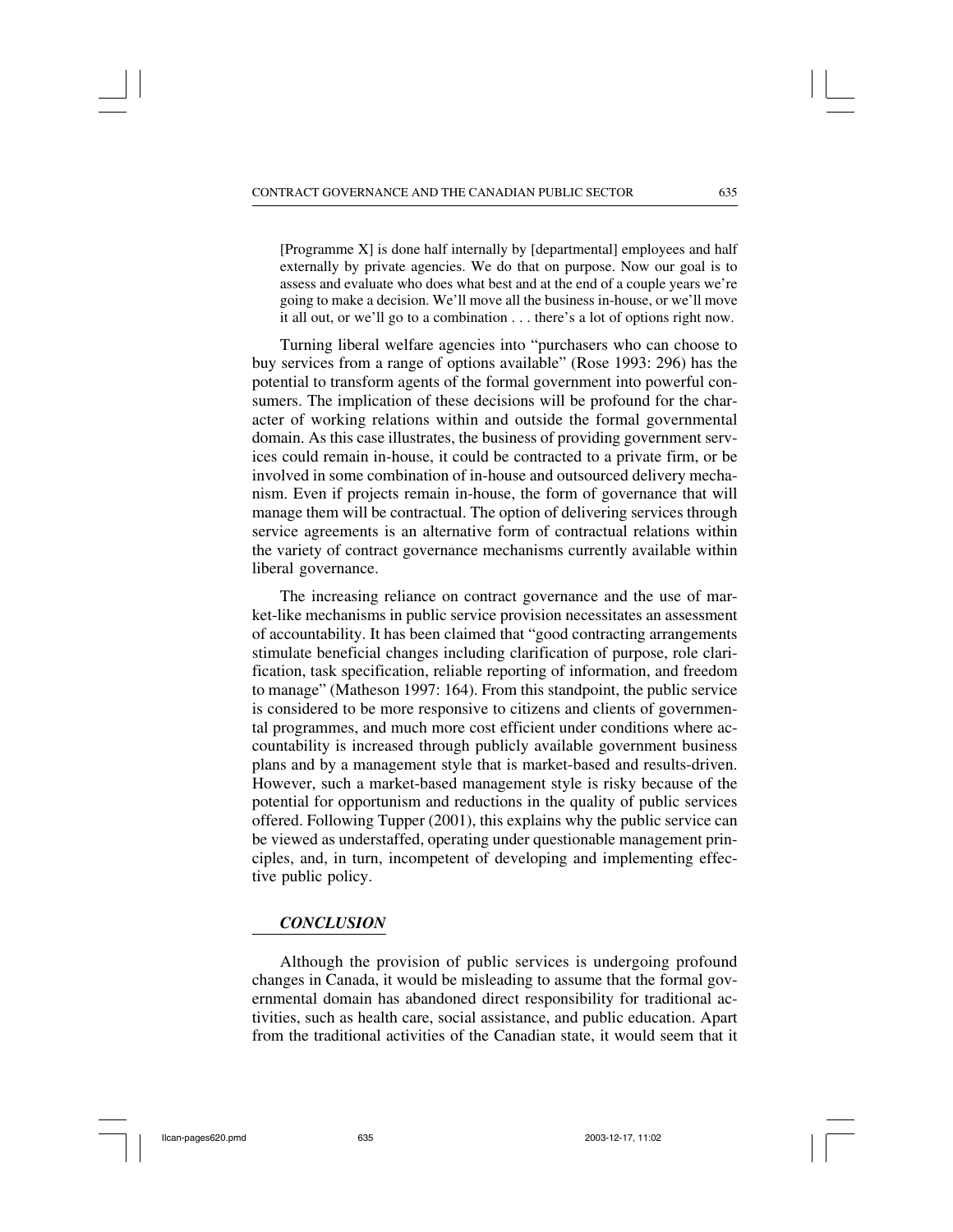> [Programme X] is done half internally by [departmental] employees and half externally by private agencies. We do that on purpose. Now our goal is to assess and evaluate who does what best and at the end of a couple years we're going to make a decision. We'll move all the business in-house, or we'll move it all out, or we'll go to a combination . . . there's a lot of options right now.

Turning liberal welfare agencies into "purchasers who can choose to buy services from a range of options available" (Rose 1993: 296) has the potential to transform agents of the formal government into powerful consumers. The implication of these decisions will be profound for the character of working relations within and outside the formal governmental domain. As this case illustrates, the business of providing government services could remain in-house, it could be contracted to a private firm, or be involved in some combination of in-house and outsourced delivery mechanism. Even if projects remain in-house, the form of governance that will manage them will be contractual. The option of delivering services through service agreements is an alternative form of contractual relations within the variety of contract governance mechanisms currently available within liberal governance.

The increasing reliance on contract governance and the use of market-like mechanisms in public service provision necessitates an assessment of accountability. It has been claimed that "good contracting arrangements stimulate beneficial changes including clarification of purpose, role clarification, task specification, reliable reporting of information, and freedom to manage" (Matheson 1997: 164). From this standpoint, the public service is considered to be more responsive to citizens and clients of governmental programmes, and much more cost efficient under conditions where accountability is increased through publicly available government business plans and by a management style that is market-based and results-driven. However, such a market-based management style is risky because of the potential for opportunism and reductions in the quality of public services offered. Following Tupper (2001), this explains why the public service can be viewed as understaffed, operating under questionable management principles, and, in turn, incompetent of developing and implementing effective public policy.

## *CONCLUSION*

Although the provision of public services is undergoing profound changes in Canada, it would be misleading to assume that the formal governmental domain has abandoned direct responsibility for traditional activities, such as health care, social assistance, and public education. Apart from the traditional activities of the Canadian state, it would seem that it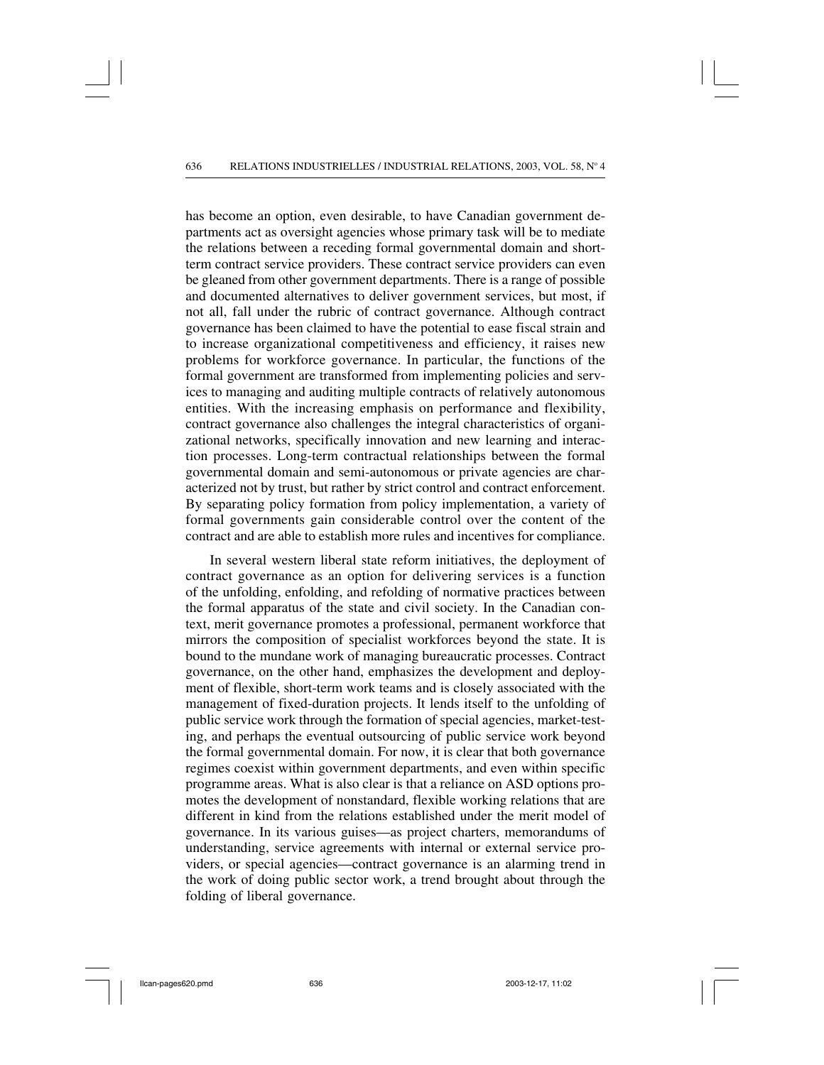has become an option, even desirable, to have Canadian government departments act as oversight agencies whose primary task will be to mediate the relations between a receding formal governmental domain and short-term contract service providers. These contract service providers can even be gleaned from other government departments. There is a range of possible and documented alternatives to deliver government services, but most, if not all, fall under the rubric of contract governance. Although contract governance has been claimed to have the potential to ease fiscal strain and to increase organizational competitiveness and efficiency, it raises new problems for workforce governance. In particular, the functions of the formal government are transformed from implementing policies and services to managing and auditing multiple contracts of relatively autonomous entities. With the increasing emphasis on performance and flexibility, contract governance also challenges the integral characteristics of organizational networks, specifically innovation and new learning and interaction processes. Long-term contractual relationships between the formal governmental domain and semi-autonomous or private agencies are characterized not by trust, but rather by strict control and contract enforcement. By separating policy formation from policy implementation, a variety of formal governments gain considerable control over the content of the contract and are able to establish more rules and incentives for compliance.

In several western liberal state reform initiatives, the deployment of contract governance as an option for delivering services is a function of the unfolding, enfolding, and refolding of normative practices between the formal apparatus of the state and civil society. In the Canadian context, merit governance promotes a professional, permanent workforce that mirrors the composition of specialist workforces beyond the state. It is bound to the mundane work of managing bureaucratic processes. Contract governance, on the other hand, emphasizes the development and deployment of flexible, short-term work teams and is closely associated with the management of fixed-duration projects. It lends itself to the unfolding of public service work through the formation of special agencies, market-testing, and perhaps the eventual outsourcing of public service work beyond the formal governmental domain. For now, it is clear that both governance regimes coexist within government departments, and even within specific programme areas. What is also clear is that a reliance on ASD options promotes the development of nonstandard, flexible working relations that are different in kind from the relations established under the merit model of governance. In its various guises—as project charters, memorandums of understanding, service agreements with internal or external service providers, or special agencies—contract governance is an alarming trend in the work of doing public sector work, a trend brought about through the folding of liberal governance.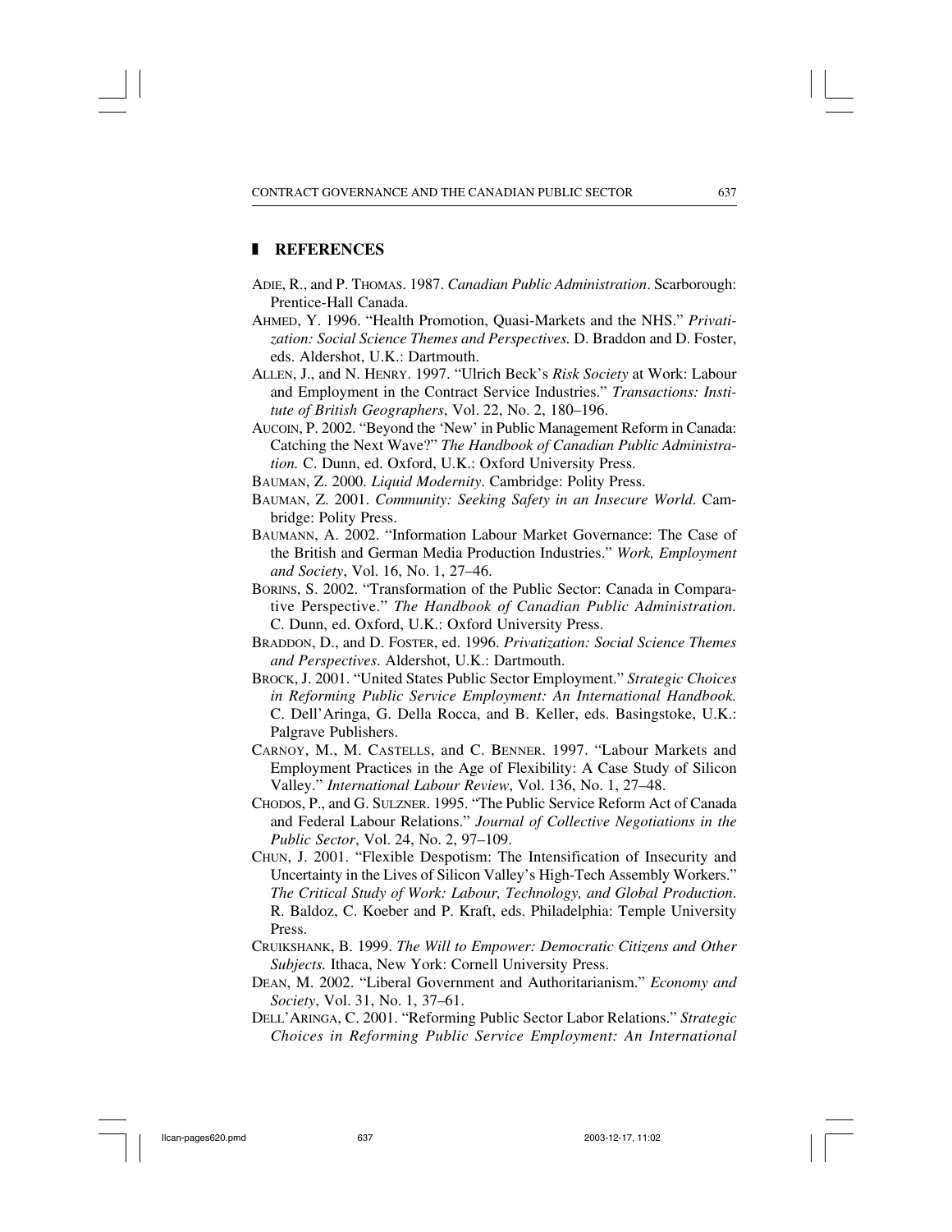## REFERENCES

ADIE, R., and P. THOMAS. 1987. *Canadian Public Administration*. Scarborough: Prentice-Hall Canada.

AHMED, Y. 1996. "Health Promotion, Quasi-Markets and the NHS." *Privatization: Social Science Themes and Perspectives.* D. Braddon and D. Foster, eds. Aldershot, U.K.: Dartmouth.

ALLEN, J., and N. HENRY. 1997. "Ulrich Beck's *Risk Society* at Work: Labour and Employment in the Contract Service Industries." *Transactions: Institute of British Geographers*, Vol. 22, No. 2, 180–196.

AUCOIN, P. 2002. "Beyond the 'New' in Public Management Reform in Canada: Catching the Next Wave?" *The Handbook of Canadian Public Administration.* C. Dunn, ed. Oxford, U.K.: Oxford University Press.

BAUMAN, Z. 2000. *Liquid Modernity*. Cambridge: Polity Press.

BAUMAN, Z. 2001. *Community: Seeking Safety in an Insecure World*. Cambridge: Polity Press.

BAUMANN, A. 2002. "Information Labour Market Governance: The Case of the British and German Media Production Industries." *Work, Employment and Society*, Vol. 16, No. 1, 27–46.

BORINS, S. 2002. "Transformation of the Public Sector: Canada in Comparative Perspective." *The Handbook of Canadian Public Administration.* C. Dunn, ed. Oxford, U.K.: Oxford University Press.

BRADDON, D., and D. FOSTER, ed. 1996. *Privatization: Social Science Themes and Perspectives*. Aldershot, U.K.: Dartmouth.

BROCK, J. 2001. "United States Public Sector Employment." *Strategic Choices in Reforming Public Service Employment: An International Handbook.* C. Dell'Aringa, G. Della Rocca, and B. Keller, eds. Basingstoke, U.K.: Palgrave Publishers.

CARNOY, M., M. CASTELLS, and C. BENNER. 1997. "Labour Markets and Employment Practices in the Age of Flexibility: A Case Study of Silicon Valley." *International Labour Review*, Vol. 136, No. 1, 27–48.

CHODOS, P., and G. SULZNER. 1995. "The Public Service Reform Act of Canada and Federal Labour Relations." *Journal of Collective Negotiations in the Public Sector*, Vol. 24, No. 2, 97–109.

CHUN, J. 2001. "Flexible Despotism: The Intensification of Insecurity and Uncertainty in the Lives of Silicon Valley's High-Tech Assembly Workers." *The Critical Study of Work: Labour, Technology, and Global Production*. R. Baldoz, C. Koeber and P. Kraft, eds. Philadelphia: Temple University Press.

CRUIKSHANK, B. 1999. *The Will to Empower: Democratic Citizens and Other Subjects.* Ithaca, New York: Cornell University Press.

DEAN, M. 2002. "Liberal Government and Authoritarianism." *Economy and Society*, Vol. 31, No. 1, 37–61.

DELL'ARINGA, C. 2001. "Reforming Public Sector Labor Relations." *Strategic Choices in Reforming Public Service Employment: An International*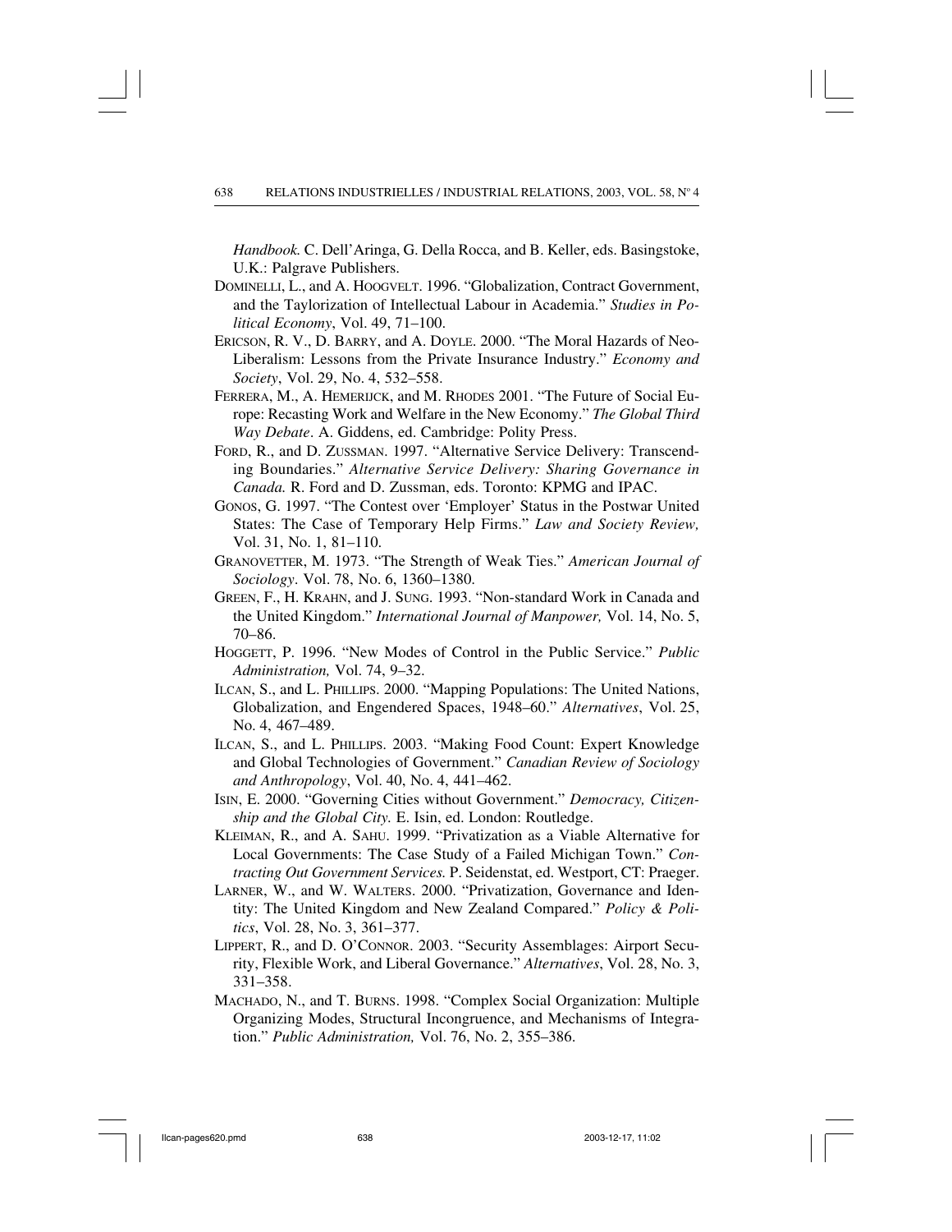*Handbook.* C. Dell'Aringa, G. Della Rocca, and B. Keller, eds. Basingstoke, U.K.: Palgrave Publishers.

DOMINELLI, L., and A. HOOGVELT. 1996. "Globalization, Contract Government, and the Taylorization of Intellectual Labour in Academia." *Studies in Political Economy*, Vol. 49, 71–100.

ERICSON, R. V., D. BARRY, and A. DOYLE. 2000. "The Moral Hazards of Neo-Liberalism: Lessons from the Private Insurance Industry." *Economy and Society*, Vol. 29, No. 4, 532–558.

FERRERA, M., A. HEMERIJCK, and M. RHODES 2001. "The Future of Social Europe: Recasting Work and Welfare in the New Economy." *The Global Third Way Debate*. A. Giddens, ed. Cambridge: Polity Press.

FORD, R., and D. ZUSSMAN. 1997. "Alternative Service Delivery: Transcending Boundaries." *Alternative Service Delivery: Sharing Governance in Canada.* R. Ford and D. Zussman, eds. Toronto: KPMG and IPAC.

GONOS, G. 1997. "The Contest over 'Employer' Status in the Postwar United States: The Case of Temporary Help Firms." *Law and Society Review,* Vol. 31, No. 1, 81–110.

GRANOVETTER, M. 1973. "The Strength of Weak Ties." *American Journal of Sociology*. Vol. 78, No. 6, 1360–1380.

GREEN, F., H. KRAHN, and J. SUNG. 1993. "Non-standard Work in Canada and the United Kingdom." *International Journal of Manpower,* Vol. 14, No. 5, 70–86.

HOGGETT, P. 1996. "New Modes of Control in the Public Service." *Public Administration,* Vol. 74, 9–32.

ILCAN, S., and L. PHILLIPS. 2000. "Mapping Populations: The United Nations, Globalization, and Engendered Spaces, 1948–60." *Alternatives*, Vol. 25, No. 4, 467–489.

ILCAN, S., and L. PHILLIPS. 2003. "Making Food Count: Expert Knowledge and Global Technologies of Government." *Canadian Review of Sociology and Anthropology*, Vol. 40, No. 4, 441–462.

ISIN, E. 2000. "Governing Cities without Government." *Democracy, Citizenship and the Global City.* E. Isin, ed. London: Routledge.

KLEIMAN, R., and A. SAHU. 1999. "Privatization as a Viable Alternative for Local Governments: The Case Study of a Failed Michigan Town." *Contracting Out Government Services.* P. Seidenstat, ed. Westport, CT: Praeger.

LARNER, W., and W. WALTERS. 2000. "Privatization, Governance and Identity: The United Kingdom and New Zealand Compared." *Policy & Politics*, Vol. 28, No. 3, 361–377.

LIPPERT, R., and D. O'CONNOR. 2003. "Security Assemblages: Airport Security, Flexible Work, and Liberal Governance." *Alternatives*, Vol. 28, No. 3, 331–358.

MACHADO, N., and T. BURNS. 1998. "Complex Social Organization: Multiple Organizing Modes, Structural Incongruence, and Mechanisms of Integration." *Public Administration,* Vol. 76, No. 2, 355–386.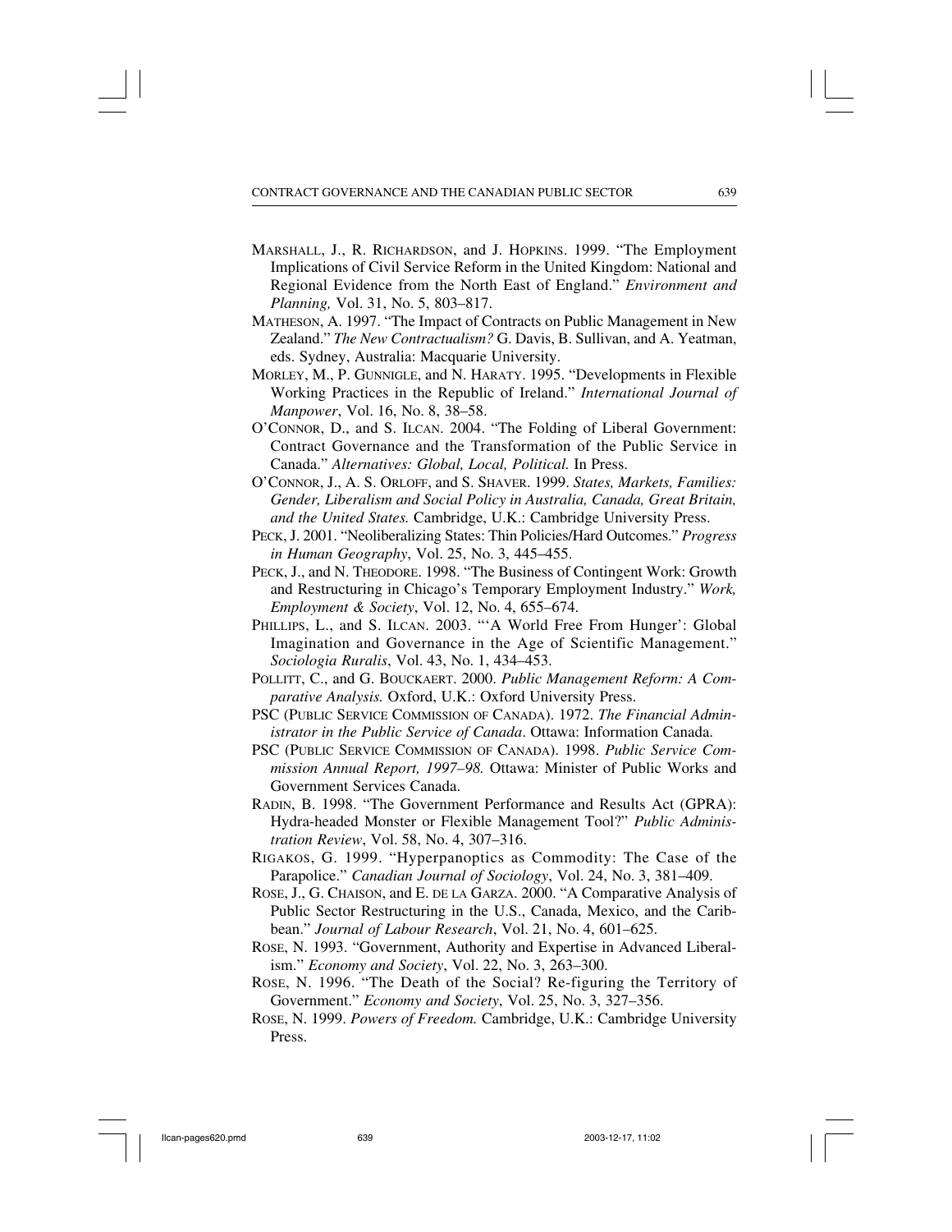MARSHALL, J., R. RICHARDSON, and J. HOPKINS. 1999. "The Employment Implications of Civil Service Reform in the United Kingdom: National and Regional Evidence from the North East of England." *Environment and Planning,* Vol. 31, No. 5, 803–817.

MATHESON, A. 1997. "The Impact of Contracts on Public Management in New Zealand." *The New Contractualism?* G. Davis, B. Sullivan, and A. Yeatman, eds. Sydney, Australia: Macquarie University.

MORLEY, M., P. GUNNIGLE, and N. HARATY. 1995. "Developments in Flexible Working Practices in the Republic of Ireland." *International Journal of Manpower*, Vol. 16, No. 8, 38–58.

O'CONNOR, D., and S. ILCAN. 2004. "The Folding of Liberal Government: Contract Governance and the Transformation of the Public Service in Canada." *Alternatives: Global, Local, Political.* In Press.

O'CONNOR, J., A. S. ORLOFF, and S. SHAVER. 1999. *States, Markets, Families: Gender, Liberalism and Social Policy in Australia, Canada, Great Britain, and the United States.* Cambridge, U.K.: Cambridge University Press.

PECK, J. 2001. "Neoliberalizing States: Thin Policies/Hard Outcomes." *Progress in Human Geography*, Vol. 25, No. 3, 445–455.

PECK, J., and N. THEODORE. 1998. "The Business of Contingent Work: Growth and Restructuring in Chicago's Temporary Employment Industry." *Work, Employment & Society*, Vol. 12, No. 4, 655–674.

PHILLIPS, L., and S. ILCAN. 2003. "'A World Free From Hunger': Global Imagination and Governance in the Age of Scientific Management." *Sociologia Ruralis*, Vol. 43, No. 1, 434–453.

POLLITT, C., and G. BOUCKAERT. 2000. *Public Management Reform: A Comparative Analysis.* Oxford, U.K.: Oxford University Press.

PSC (PUBLIC SERVICE COMMISSION OF CANADA). 1972. *The Financial Administrator in the Public Service of Canada*. Ottawa: Information Canada.

PSC (PUBLIC SERVICE COMMISSION OF CANADA). 1998. *Public Service Commission Annual Report, 1997–98.* Ottawa: Minister of Public Works and Government Services Canada.

RADIN, B. 1998. "The Government Performance and Results Act (GPRA): Hydra-headed Monster or Flexible Management Tool?" *Public Administration Review*, Vol. 58, No. 4, 307–316.

RIGAKOS, G. 1999. "Hyperpanoptics as Commodity: The Case of the Parapolice." *Canadian Journal of Sociology*, Vol. 24, No. 3, 381–409.

ROSE, J., G. CHAISON, and E. DE LA GARZA. 2000. "A Comparative Analysis of Public Sector Restructuring in the U.S., Canada, Mexico, and the Caribbean." *Journal of Labour Research*, Vol. 21, No. 4, 601–625.

ROSE, N. 1993. "Government, Authority and Expertise in Advanced Liberalism." *Economy and Society*, Vol. 22, No. 3, 263–300.

ROSE, N. 1996. "The Death of the Social? Re-figuring the Territory of Government." *Economy and Society*, Vol. 25, No. 3, 327–356.

ROSE, N. 1999. *Powers of Freedom.* Cambridge, U.K.: Cambridge University Press.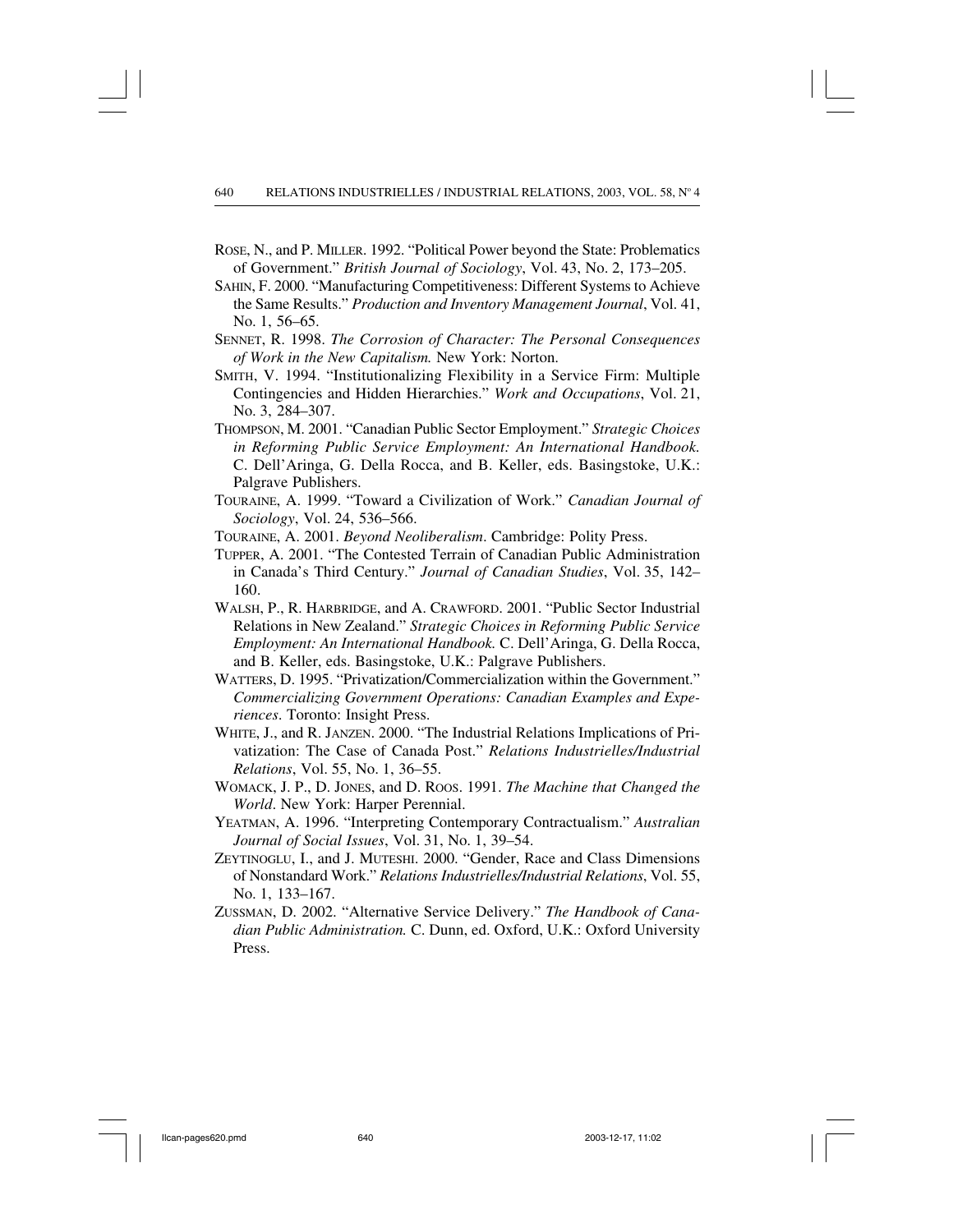ROSE, N., and P. MILLER. 1992. "Political Power beyond the State: Problematics of Government." *British Journal of Sociology*, Vol. 43, No. 2, 173–205.

SAHIN, F. 2000. "Manufacturing Competitiveness: Different Systems to Achieve the Same Results." *Production and Inventory Management Journal*, Vol. 41, No. 1, 56–65.

SENNET, R. 1998. *The Corrosion of Character: The Personal Consequences of Work in the New Capitalism.* New York: Norton.

SMITH, V. 1994. "Institutionalizing Flexibility in a Service Firm: Multiple Contingencies and Hidden Hierarchies." *Work and Occupations*, Vol. 21, No. 3, 284–307.

THOMPSON, M. 2001. "Canadian Public Sector Employment." *Strategic Choices in Reforming Public Service Employment: An International Handbook.* C. Dell'Aringa, G. Della Rocca, and B. Keller, eds. Basingstoke, U.K.: Palgrave Publishers.

TOURAINE, A. 1999. "Toward a Civilization of Work." *Canadian Journal of Sociology*, Vol. 24, 536–566.

TOURAINE, A. 2001. *Beyond Neoliberalism*. Cambridge: Polity Press.

TUPPER, A. 2001. "The Contested Terrain of Canadian Public Administration in Canada's Third Century." *Journal of Canadian Studies*, Vol. 35, 142–160.

WALSH, P., R. HARBRIDGE, and A. CRAWFORD. 2001. "Public Sector Industrial Relations in New Zealand." *Strategic Choices in Reforming Public Service Employment: An International Handbook.* C. Dell'Aringa, G. Della Rocca, and B. Keller, eds. Basingstoke, U.K.: Palgrave Publishers.

WATTERS, D. 1995. "Privatization/Commercialization within the Government." *Commercializing Government Operations: Canadian Examples and Experiences*. Toronto: Insight Press.

WHITE, J., and R. JANZEN. 2000. "The Industrial Relations Implications of Privatization: The Case of Canada Post." *Relations Industrielles/Industrial Relations*, Vol. 55, No. 1, 36–55.

WOMACK, J. P., D. JONES, and D. ROOS. 1991. *The Machine that Changed the World*. New York: Harper Perennial.

YEATMAN, A. 1996. "Interpreting Contemporary Contractualism." *Australian Journal of Social Issues*, Vol. 31, No. 1, 39–54.

ZEYTINOGLU, I., and J. MUTESHI. 2000. "Gender, Race and Class Dimensions of Nonstandard Work." *Relations Industrielles/Industrial Relations*, Vol. 55, No. 1, 133–167.

ZUSSMAN, D. 2002. "Alternative Service Delivery." *The Handbook of Canadian Public Administration.* C. Dunn, ed. Oxford, U.K.: Oxford University Press.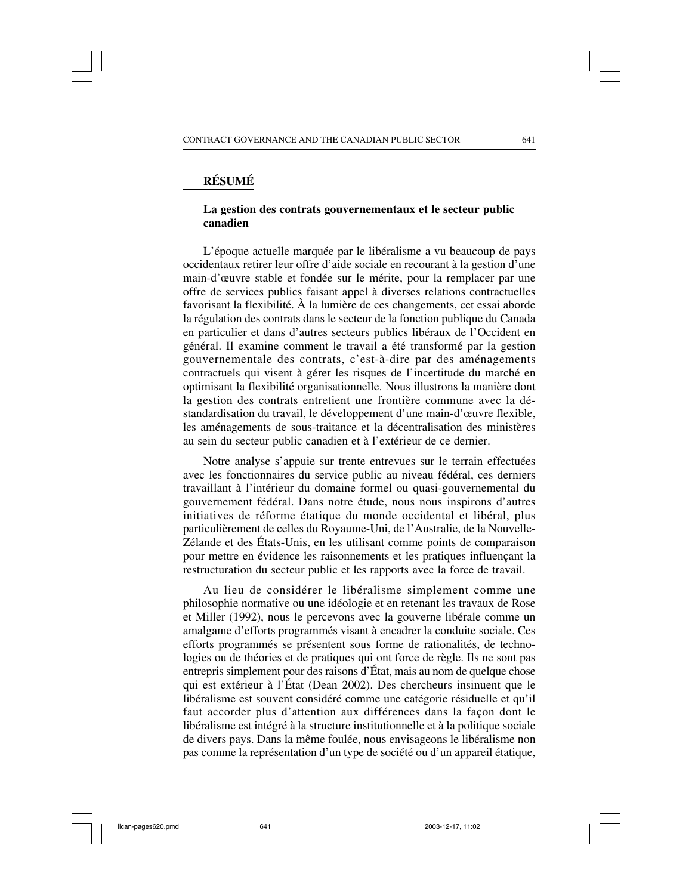## RÉSUMÉ

### La gestion des contrats gouvernementaux et le secteur public canadien

L'époque actuelle marquée par le libéralisme a vu beaucoup de pays occidentaux retirer leur offre d'aide sociale en recourant à la gestion d'une main-d'œuvre stable et fondée sur le mérite, pour la remplacer par une offre de services publics faisant appel à diverses relations contractuelles favorisant la flexibilité. À la lumière de ces changements, cet essai aborde la régulation des contrats dans le secteur de la fonction publique du Canada en particulier et dans d'autres secteurs publics libéraux de l'Occident en général. Il examine comment le travail a été transformé par la gestion gouvernementale des contrats, c'est-à-dire par des aménagements contractuels qui visent à gérer les risques de l'incertitude du marché en optimisant la flexibilité organisationnelle. Nous illustrons la manière dont la gestion des contrats entretient une frontière commune avec la dé-standardisation du travail, le développement d'une main-d'œuvre flexible, les aménagements de sous-traitance et la décentralisation des ministères au sein du secteur public canadien et à l'extérieur de ce dernier.

Notre analyse s'appuie sur trente entrevues sur le terrain effectuées avec les fonctionnaires du service public au niveau fédéral, ces derniers travaillant à l'intérieur du domaine formel ou quasi-gouvernemental du gouvernement fédéral. Dans notre étude, nous nous inspirons d'autres initiatives de réforme étatique du monde occidental et libéral, plus particulièrement de celles du Royaume-Uni, de l'Australie, de la Nouvelle-Zélande et des États-Unis, en les utilisant comme points de comparaison pour mettre en évidence les raisonnements et les pratiques influençant la restructuration du secteur public et les rapports avec la force de travail.

Au lieu de considérer le libéralisme simplement comme une philosophie normative ou une idéologie et en retenant les travaux de Rose et Miller (1992), nous le percevons avec la gouverne libérale comme un amalgame d'efforts programmés visant à encadrer la conduite sociale. Ces efforts programmés se présentent sous forme de rationalités, de technologies ou de théories et de pratiques qui ont force de règle. Ils ne sont pas entrepris simplement pour des raisons d'État, mais au nom de quelque chose qui est extérieur à l'État (Dean 2002). Des chercheurs insinuent que le libéralisme est souvent considéré comme une catégorie résiduelle et qu'il faut accorder plus d'attention aux différences dans la façon dont le libéralisme est intégré à la structure institutionnelle et à la politique sociale de divers pays. Dans la même foulée, nous envisageons le libéralisme non pas comme la représentation d'un type de société ou d'un appareil étatique,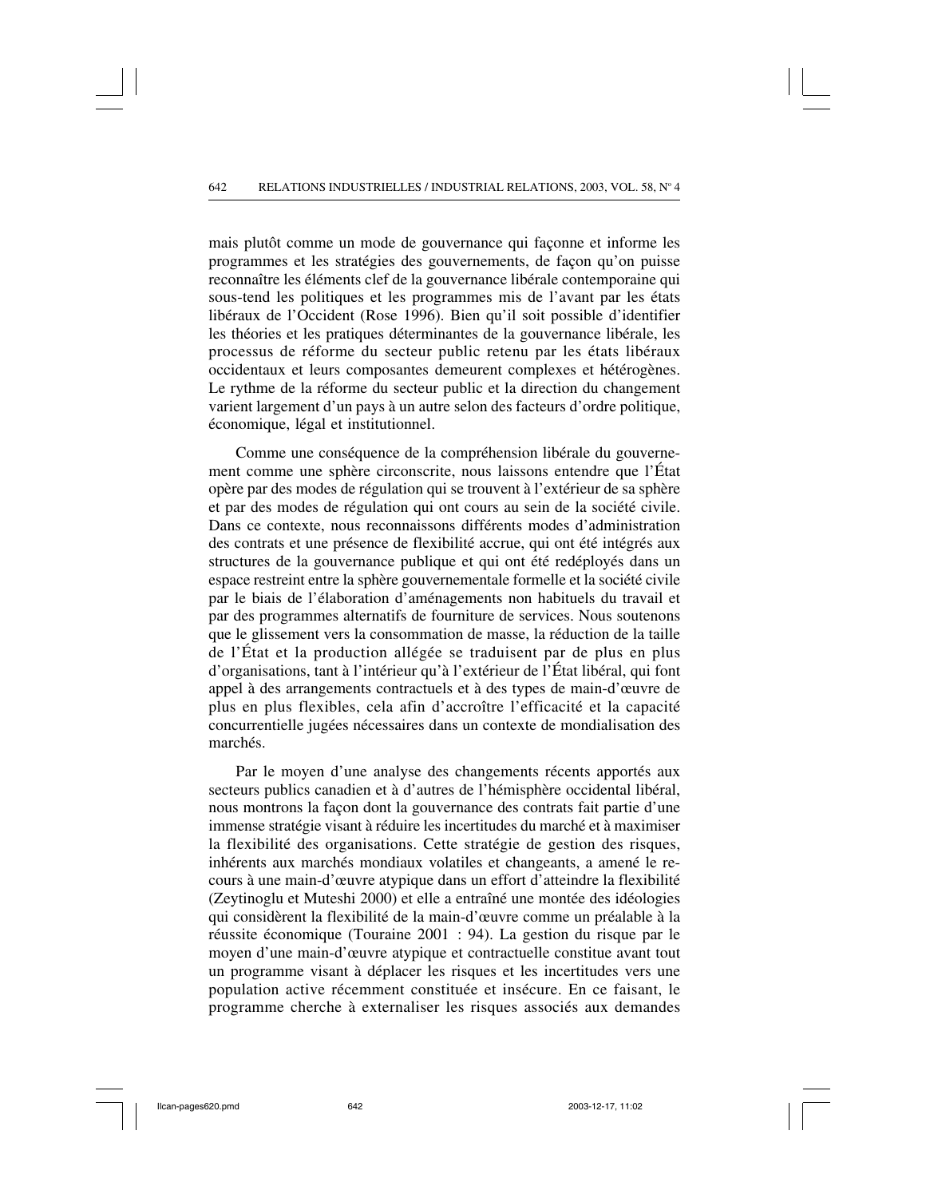mais plutôt comme un mode de gouvernance qui façonne et informe les programmes et les stratégies des gouvernements, de façon qu'on puisse reconnaître les éléments clef de la gouvernance libérale contemporaine qui sous-tend les politiques et les programmes mis de l'avant par les états libéraux de l'Occident (Rose 1996). Bien qu'il soit possible d'identifier les théories et les pratiques déterminantes de la gouvernance libérale, les processus de réforme du secteur public retenu par les états libéraux occidentaux et leurs composantes demeurent complexes et hétérogènes. Le rythme de la réforme du secteur public et la direction du changement varient largement d'un pays à un autre selon des facteurs d'ordre politique, économique, légal et institutionnel.

Comme une conséquence de la compréhension libérale du gouvernement comme une sphère circonscrite, nous laissons entendre que l'État opère par des modes de régulation qui se trouvent à l'extérieur de sa sphère et par des modes de régulation qui ont cours au sein de la société civile. Dans ce contexte, nous reconnaissons différents modes d'administration des contrats et une présence de flexibilité accrue, qui ont été intégrés aux structures de la gouvernance publique et qui ont été redéployés dans un espace restreint entre la sphère gouvernementale formelle et la société civile par le biais de l'élaboration d'aménagements non habituels du travail et par des programmes alternatifs de fourniture de services. Nous soutenons que le glissement vers la consommation de masse, la réduction de la taille de l'État et la production allégée se traduisent par de plus en plus d'organisations, tant à l'intérieur qu'à l'extérieur de l'État libéral, qui font appel à des arrangements contractuels et à des types de main-d'œuvre de plus en plus flexibles, cela afin d'accroître l'efficacité et la capacité concurrentielle jugées nécessaires dans un contexte de mondialisation des marchés.

Par le moyen d'une analyse des changements récents apportés aux secteurs publics canadien et à d'autres de l'hémisphère occidental libéral, nous montrons la façon dont la gouvernance des contrats fait partie d'une immense stratégie visant à réduire les incertitudes du marché et à maximiser la flexibilité des organisations. Cette stratégie de gestion des risques, inhérents aux marchés mondiaux volatiles et changeants, a amené le recours à une main-d'œuvre atypique dans un effort d'atteindre la flexibilité (Zeytinoglu et Muteshi 2000) et elle a entraîné une montée des idéologies qui considèrent la flexibilité de la main-d'œuvre comme un préalable à la réussite économique (Touraine 2001 : 94). La gestion du risque par le moyen d'une main-d'œuvre atypique et contractuelle constitue avant tout un programme visant à déplacer les risques et les incertitudes vers une population active récemment constituée et insécure. En ce faisant, le programme cherche à externaliser les risques associés aux demandes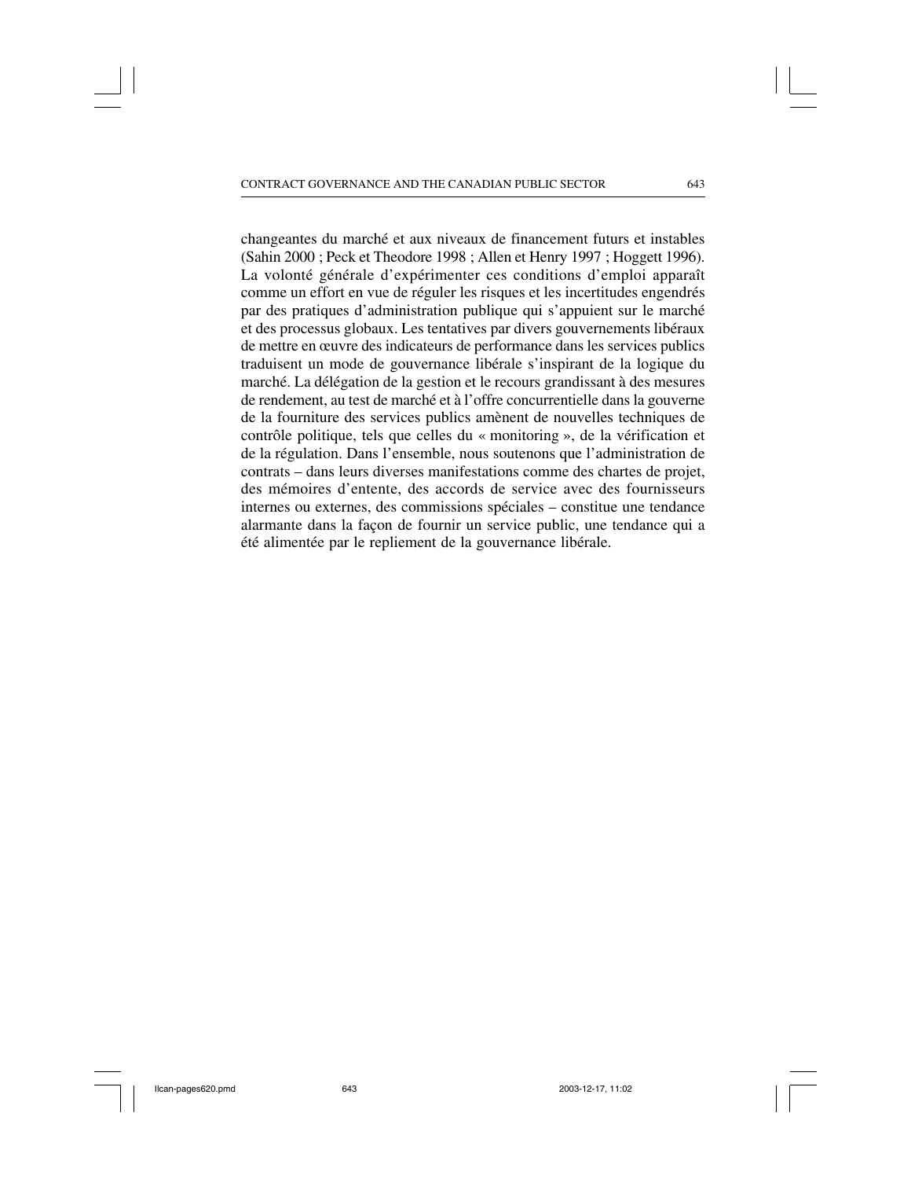changeantes du marché et aux niveaux de financement futurs et instables (Sahin 2000 ; Peck et Theodore 1998 ; Allen et Henry 1997 ; Hoggett 1996). La volonté générale d'expérimenter ces conditions d'emploi apparaît comme un effort en vue de réguler les risques et les incertitudes engendrés par des pratiques d'administration publique qui s'appuient sur le marché et des processus globaux. Les tentatives par divers gouvernements libéraux de mettre en œuvre des indicateurs de performance dans les services publics traduisent un mode de gouvernance libérale s'inspirant de la logique du marché. La délégation de la gestion et le recours grandissant à des mesures de rendement, au test de marché et à l'offre concurrentielle dans la gouverne de la fourniture des services publics amènent de nouvelles techniques de contrôle politique, tels que celles du « monitoring », de la vérification et de la régulation. Dans l'ensemble, nous soutenons que l'administration de contrats – dans leurs diverses manifestations comme des chartes de projet, des mémoires d'entente, des accords de service avec des fournisseurs internes ou externes, des commissions spéciales – constitue une tendance alarmante dans la façon de fournir un service public, une tendance qui a été alimentée par le repliement de la gouvernance libérale.